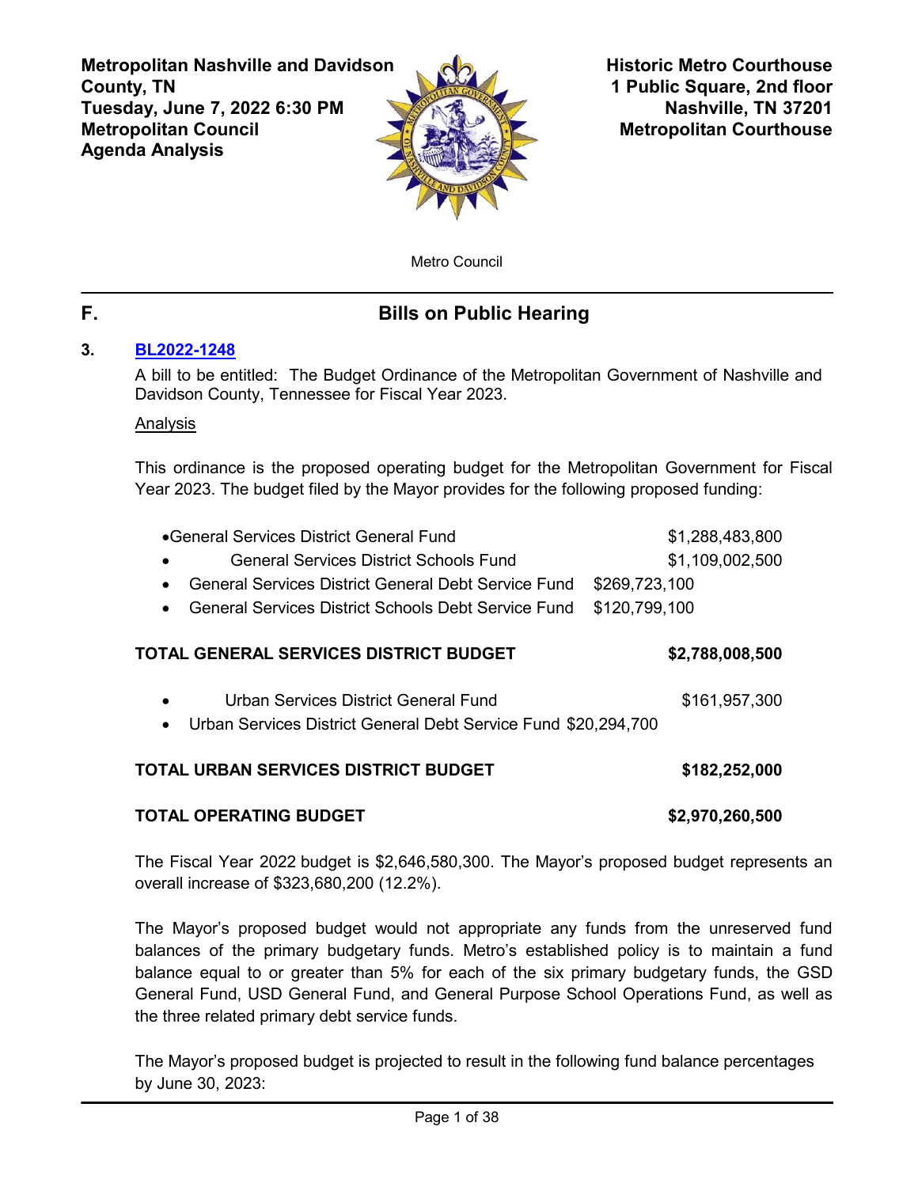**Metropolitan Nashville and Davidson County, TN**
**Tuesday, June 7, 2022 6:30 PM**
**Metropolitan Council**
**Agenda Analysis**

**Historic Metro Courthouse**
**1 Public Square, 2nd floor**
**Nashville, TN 37201**
**Metropolitan Courthouse**

Metro Council

## F. Bills on Public Hearing

### 3. BL2022-1248

A bill to be entitled: The Budget Ordinance of the Metropolitan Government of Nashville and Davidson County, Tennessee for Fiscal Year 2023.

Analysis

This ordinance is the proposed operating budget for the Metropolitan Government for Fiscal Year 2023. The budget filed by the Mayor provides for the following proposed funding:

- General Services District General Fund $1,288,483,800
- General Services District Schools Fund $1,109,002,500
- General Services District General Debt Service Fund $269,723,100
- General Services District Schools Debt Service Fund $120,799,100

**TOTAL GENERAL SERVICES DISTRICT BUDGET $2,788,008,500**

- Urban Services District General Fund $161,957,300
- Urban Services District General Debt Service Fund $20,294,700

**TOTAL URBAN SERVICES DISTRICT BUDGET $182,252,000**

**TOTAL OPERATING BUDGET $2,970,260,500**

The Fiscal Year 2022 budget is $2,646,580,300. The Mayor's proposed budget represents an overall increase of $323,680,200 (12.2%).

The Mayor's proposed budget would not appropriate any funds from the unreserved fund balances of the primary budgetary funds. Metro's established policy is to maintain a fund balance equal to or greater than 5% for each of the six primary budgetary funds, the GSD General Fund, USD General Fund, and General Purpose School Operations Fund, as well as the three related primary debt service funds.

The Mayor's proposed budget is projected to result in the following fund balance percentages by June 30, 2023: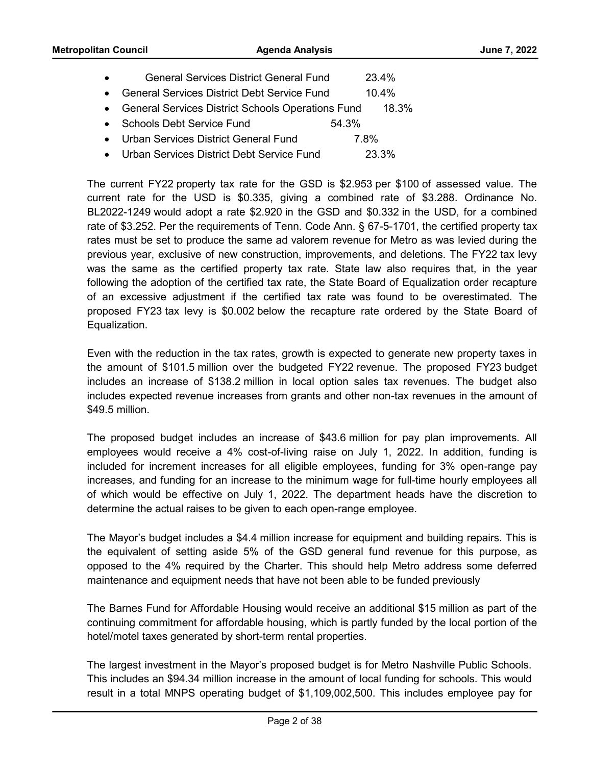- General Services District General Fund 23.4%
- General Services District Debt Service Fund 10.4%
- General Services District Schools Operations Fund 18.3%
- Schools Debt Service Fund 54.3%
- Urban Services District General Fund 7.8%
- Urban Services District Debt Service Fund 23.3%

The current FY22 property tax rate for the GSD is $2.953 per $100 of assessed value. The current rate for the USD is $0.335, giving a combined rate of $3.288. Ordinance No. BL2022-1249 would adopt a rate $2.920 in the GSD and $0.332 in the USD, for a combined rate of $3.252. Per the requirements of Tenn. Code Ann. § 67-5-1701, the certified property tax rates must be set to produce the same ad valorem revenue for Metro as was levied during the previous year, exclusive of new construction, improvements, and deletions. The FY22 tax levy was the same as the certified property tax rate. State law also requires that, in the year following the adoption of the certified tax rate, the State Board of Equalization order recapture of an excessive adjustment if the certified tax rate was found to be overestimated. The proposed FY23 tax levy is $0.002 below the recapture rate ordered by the State Board of Equalization.

Even with the reduction in the tax rates, growth is expected to generate new property taxes in the amount of $101.5 million over the budgeted FY22 revenue. The proposed FY23 budget includes an increase of $138.2 million in local option sales tax revenues. The budget also includes expected revenue increases from grants and other non-tax revenues in the amount of $49.5 million.

The proposed budget includes an increase of $43.6 million for pay plan improvements. All employees would receive a 4% cost-of-living raise on July 1, 2022. In addition, funding is included for increment increases for all eligible employees, funding for 3% open-range pay increases, and funding for an increase to the minimum wage for full-time hourly employees all of which would be effective on July 1, 2022. The department heads have the discretion to determine the actual raises to be given to each open-range employee.

The Mayor's budget includes a $4.4 million increase for equipment and building repairs. This is the equivalent of setting aside 5% of the GSD general fund revenue for this purpose, as opposed to the 4% required by the Charter. This should help Metro address some deferred maintenance and equipment needs that have not been able to be funded previously

The Barnes Fund for Affordable Housing would receive an additional $15 million as part of the continuing commitment for affordable housing, which is partly funded by the local portion of the hotel/motel taxes generated by short-term rental properties.

The largest investment in the Mayor's proposed budget is for Metro Nashville Public Schools. This includes an $94.34 million increase in the amount of local funding for schools. This would result in a total MNPS operating budget of $1,109,002,500. This includes employee pay for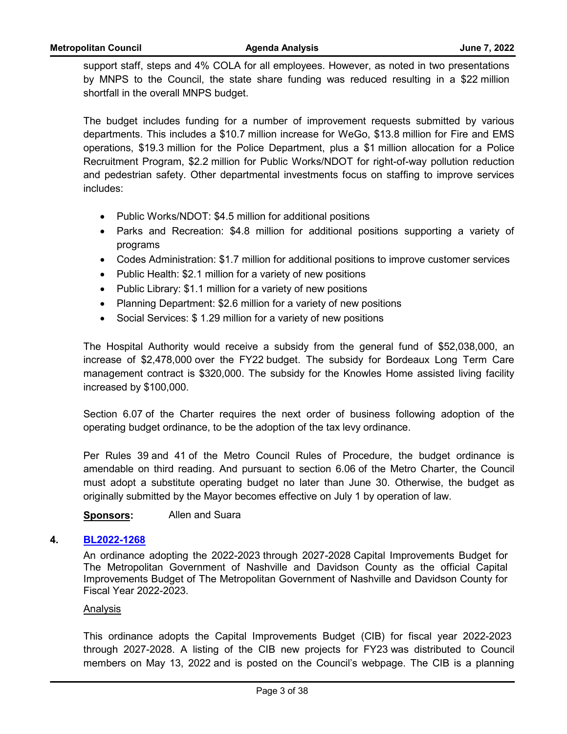support staff, steps and 4% COLA for all employees. However, as noted in two presentations by MNPS to the Council, the state share funding was reduced resulting in a $22 million shortfall in the overall MNPS budget.

The budget includes funding for a number of improvement requests submitted by various departments. This includes a $10.7 million increase for WeGo, $13.8 million for Fire and EMS operations, $19.3 million for the Police Department, plus a $1 million allocation for a Police Recruitment Program, $2.2 million for Public Works/NDOT for right-of-way pollution reduction and pedestrian safety. Other departmental investments focus on staffing to improve services includes:

- Public Works/NDOT: $4.5 million for additional positions
- Parks and Recreation: $4.8 million for additional positions supporting a variety of programs
- Codes Administration: $1.7 million for additional positions to improve customer services
- Public Health: $2.1 million for a variety of new positions
- Public Library: $1.1 million for a variety of new positions
- Planning Department: $2.6 million for a variety of new positions
- Social Services: $ 1.29 million for a variety of new positions

The Hospital Authority would receive a subsidy from the general fund of $52,038,000, an increase of $2,478,000 over the FY22 budget. The subsidy for Bordeaux Long Term Care management contract is $320,000. The subsidy for the Knowles Home assisted living facility increased by $100,000.

Section 6.07 of the Charter requires the next order of business following adoption of the operating budget ordinance, to be the adoption of the tax levy ordinance.

Per Rules 39 and 41 of the Metro Council Rules of Procedure, the budget ordinance is amendable on third reading. And pursuant to section 6.06 of the Metro Charter, the Council must adopt a substitute operating budget no later than June 30. Otherwise, the budget as originally submitted by the Mayor becomes effective on July 1 by operation of law.

**Sponsors:** Allen and Suara

## 4. BL2022-1268

An ordinance adopting the 2022-2023 through 2027-2028 Capital Improvements Budget for The Metropolitan Government of Nashville and Davidson County as the official Capital Improvements Budget of The Metropolitan Government of Nashville and Davidson County for Fiscal Year 2022-2023.

Analysis

This ordinance adopts the Capital Improvements Budget (CIB) for fiscal year 2022-2023 through 2027-2028. A listing of the CIB new projects for FY23 was distributed to Council members on May 13, 2022 and is posted on the Council's webpage. The CIB is a planning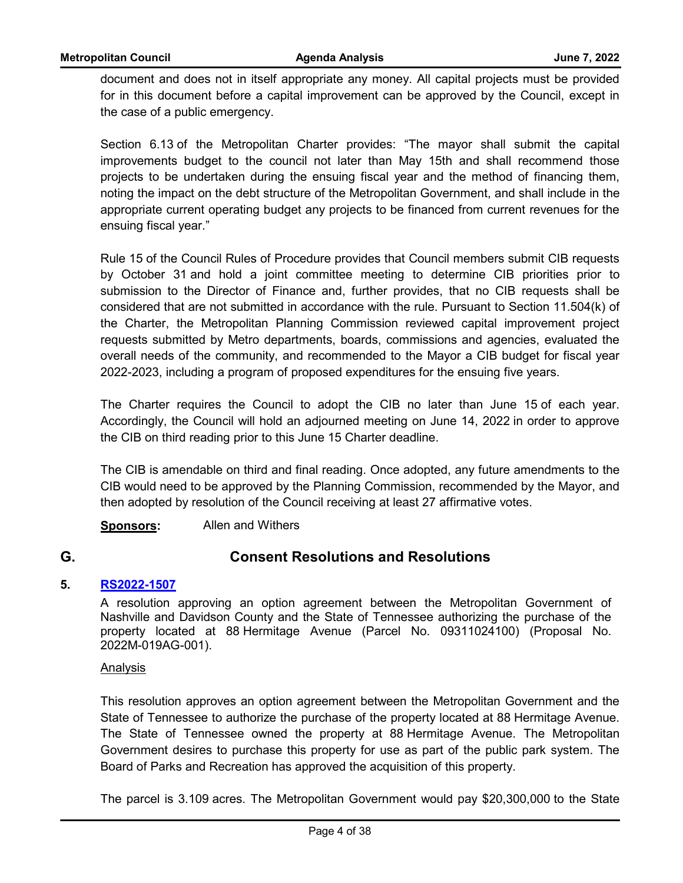document and does not in itself appropriate any money. All capital projects must be provided for in this document before a capital improvement can be approved by the Council, except in the case of a public emergency.

Section 6.13 of the Metropolitan Charter provides: "The mayor shall submit the capital improvements budget to the council not later than May 15th and shall recommend those projects to be undertaken during the ensuing fiscal year and the method of financing them, noting the impact on the debt structure of the Metropolitan Government, and shall include in the appropriate current operating budget any projects to be financed from current revenues for the ensuing fiscal year."

Rule 15 of the Council Rules of Procedure provides that Council members submit CIB requests by October 31 and hold a joint committee meeting to determine CIB priorities prior to submission to the Director of Finance and, further provides, that no CIB requests shall be considered that are not submitted in accordance with the rule. Pursuant to Section 11.504(k) of the Charter, the Metropolitan Planning Commission reviewed capital improvement project requests submitted by Metro departments, boards, commissions and agencies, evaluated the overall needs of the community, and recommended to the Mayor a CIB budget for fiscal year 2022-2023, including a program of proposed expenditures for the ensuing five years.

The Charter requires the Council to adopt the CIB no later than June 15 of each year. Accordingly, the Council will hold an adjourned meeting on June 14, 2022 in order to approve the CIB on third reading prior to this June 15 Charter deadline.

The CIB is amendable on third and final reading. Once adopted, any future amendments to the CIB would need to be approved by the Planning Commission, recommended by the Mayor, and then adopted by resolution of the Council receiving at least 27 affirmative votes.

**Sponsors:** Allen and Withers

## G. Consent Resolutions and Resolutions

### 5. RS2022-1507

A resolution approving an option agreement between the Metropolitan Government of Nashville and Davidson County and the State of Tennessee authorizing the purchase of the property located at 88 Hermitage Avenue (Parcel No. 09311024100) (Proposal No. 2022M-019AG-001).

Analysis

This resolution approves an option agreement between the Metropolitan Government and the State of Tennessee to authorize the purchase of the property located at 88 Hermitage Avenue. The State of Tennessee owned the property at 88 Hermitage Avenue. The Metropolitan Government desires to purchase this property for use as part of the public park system. The Board of Parks and Recreation has approved the acquisition of this property.

The parcel is 3.109 acres. The Metropolitan Government would pay $20,300,000 to the State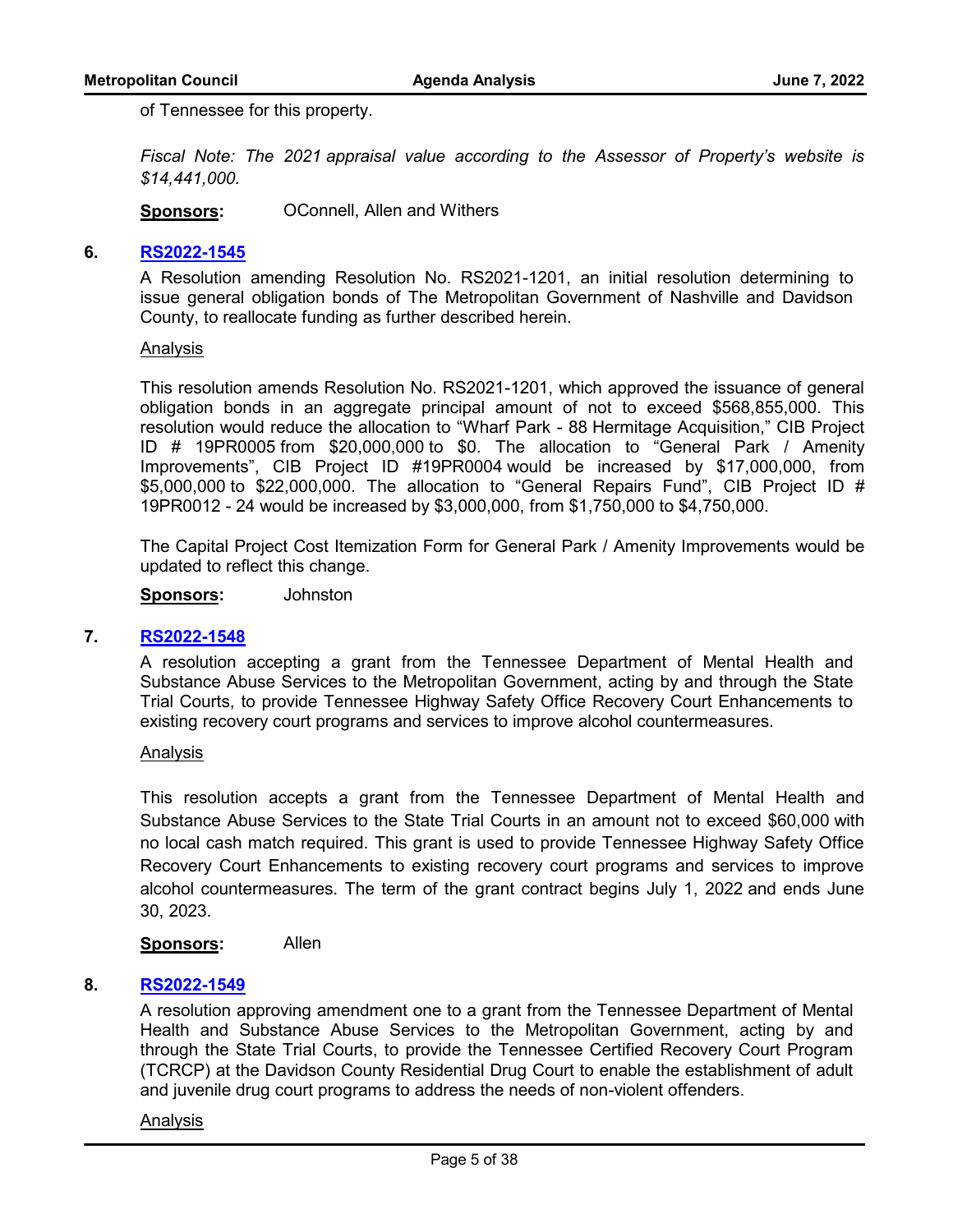of Tennessee for this property.

*Fiscal Note: The 2021 appraisal value according to the Assessor of Property's website is $14,441,000.*

**Sponsors:** OConnell, Allen and Withers

**6. RS2022-1545**

A Resolution amending Resolution No. RS2021-1201, an initial resolution determining to issue general obligation bonds of The Metropolitan Government of Nashville and Davidson County, to reallocate funding as further described herein.

Analysis

This resolution amends Resolution No. RS2021-1201, which approved the issuance of general obligation bonds in an aggregate principal amount of not to exceed $568,855,000. This resolution would reduce the allocation to "Wharf Park - 88 Hermitage Acquisition," CIB Project ID # 19PR0005 from $20,000,000 to $0. The allocation to "General Park / Amenity Improvements", CIB Project ID #19PR0004 would be increased by $17,000,000, from $5,000,000 to $22,000,000. The allocation to "General Repairs Fund", CIB Project ID # 19PR0012 - 24 would be increased by $3,000,000, from $1,750,000 to $4,750,000.

The Capital Project Cost Itemization Form for General Park / Amenity Improvements would be updated to reflect this change.

**Sponsors:** Johnston

**7. RS2022-1548**

A resolution accepting a grant from the Tennessee Department of Mental Health and Substance Abuse Services to the Metropolitan Government, acting by and through the State Trial Courts, to provide Tennessee Highway Safety Office Recovery Court Enhancements to existing recovery court programs and services to improve alcohol countermeasures.

Analysis

This resolution accepts a grant from the Tennessee Department of Mental Health and Substance Abuse Services to the State Trial Courts in an amount not to exceed $60,000 with no local cash match required. This grant is used to provide Tennessee Highway Safety Office Recovery Court Enhancements to existing recovery court programs and services to improve alcohol countermeasures. The term of the grant contract begins July 1, 2022 and ends June 30, 2023.

**Sponsors:** Allen

**8. RS2022-1549**

A resolution approving amendment one to a grant from the Tennessee Department of Mental Health and Substance Abuse Services to the Metropolitan Government, acting by and through the State Trial Courts, to provide the Tennessee Certified Recovery Court Program (TCRCP) at the Davidson County Residential Drug Court to enable the establishment of adult and juvenile drug court programs to address the needs of non-violent offenders.

Analysis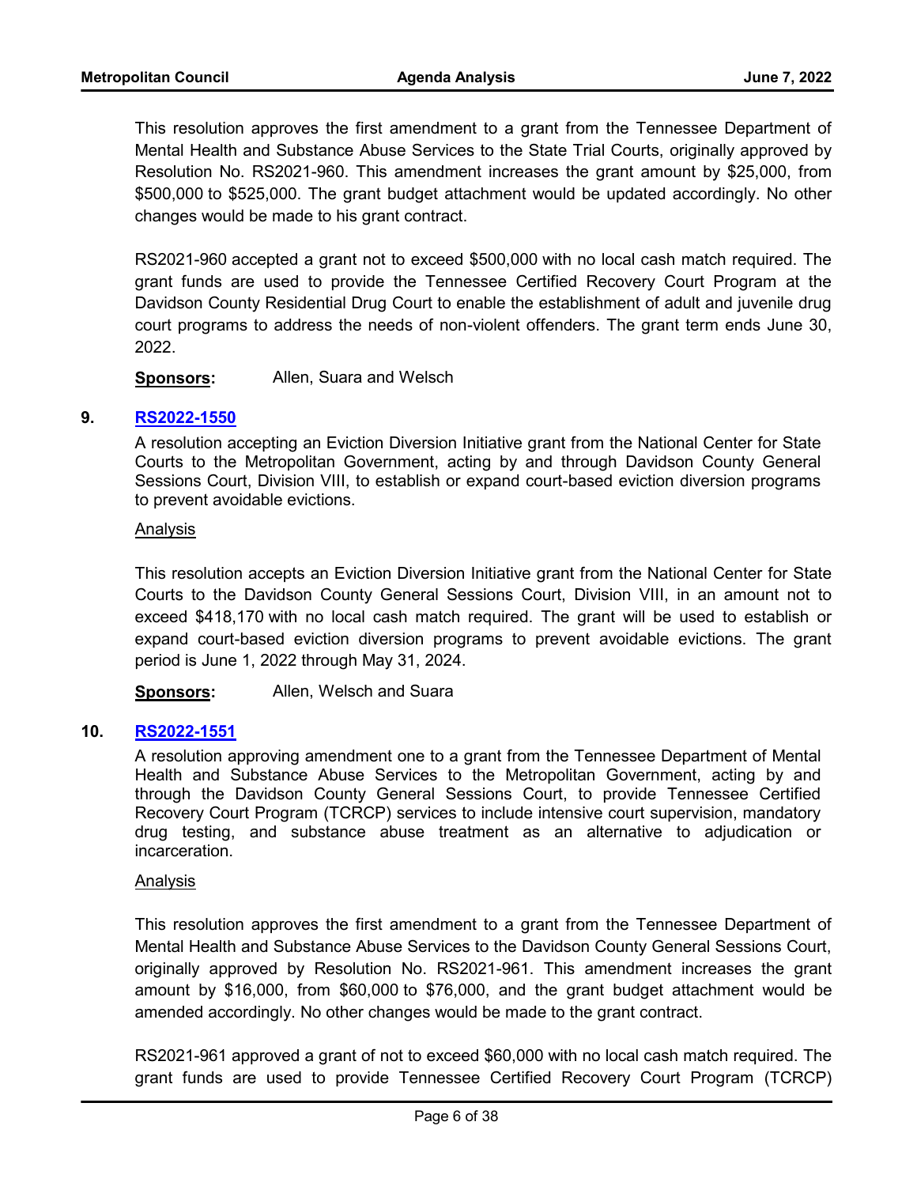This resolution approves the first amendment to a grant from the Tennessee Department of Mental Health and Substance Abuse Services to the State Trial Courts, originally approved by Resolution No. RS2021-960. This amendment increases the grant amount by $25,000, from $500,000 to $525,000. The grant budget attachment would be updated accordingly. No other changes would be made to his grant contract.

RS2021-960 accepted a grant not to exceed $500,000 with no local cash match required. The grant funds are used to provide the Tennessee Certified Recovery Court Program at the Davidson County Residential Drug Court to enable the establishment of adult and juvenile drug court programs to address the needs of non-violent offenders. The grant term ends June 30, 2022.

**Sponsors:** Allen, Suara and Welsch

**9. RS2022-1550**

A resolution accepting an Eviction Diversion Initiative grant from the National Center for State Courts to the Metropolitan Government, acting by and through Davidson County General Sessions Court, Division VIII, to establish or expand court-based eviction diversion programs to prevent avoidable evictions.

Analysis

This resolution accepts an Eviction Diversion Initiative grant from the National Center for State Courts to the Davidson County General Sessions Court, Division VIII, in an amount not to exceed $418,170 with no local cash match required. The grant will be used to establish or expand court-based eviction diversion programs to prevent avoidable evictions. The grant period is June 1, 2022 through May 31, 2024.

**Sponsors:** Allen, Welsch and Suara

**10. RS2022-1551**

A resolution approving amendment one to a grant from the Tennessee Department of Mental Health and Substance Abuse Services to the Metropolitan Government, acting by and through the Davidson County General Sessions Court, to provide Tennessee Certified Recovery Court Program (TCRCP) services to include intensive court supervision, mandatory drug testing, and substance abuse treatment as an alternative to adjudication or incarceration.

Analysis

This resolution approves the first amendment to a grant from the Tennessee Department of Mental Health and Substance Abuse Services to the Davidson County General Sessions Court, originally approved by Resolution No. RS2021-961. This amendment increases the grant amount by $16,000, from $60,000 to $76,000, and the grant budget attachment would be amended accordingly. No other changes would be made to the grant contract.

RS2021-961 approved a grant of not to exceed $60,000 with no local cash match required. The grant funds are used to provide Tennessee Certified Recovery Court Program (TCRCP)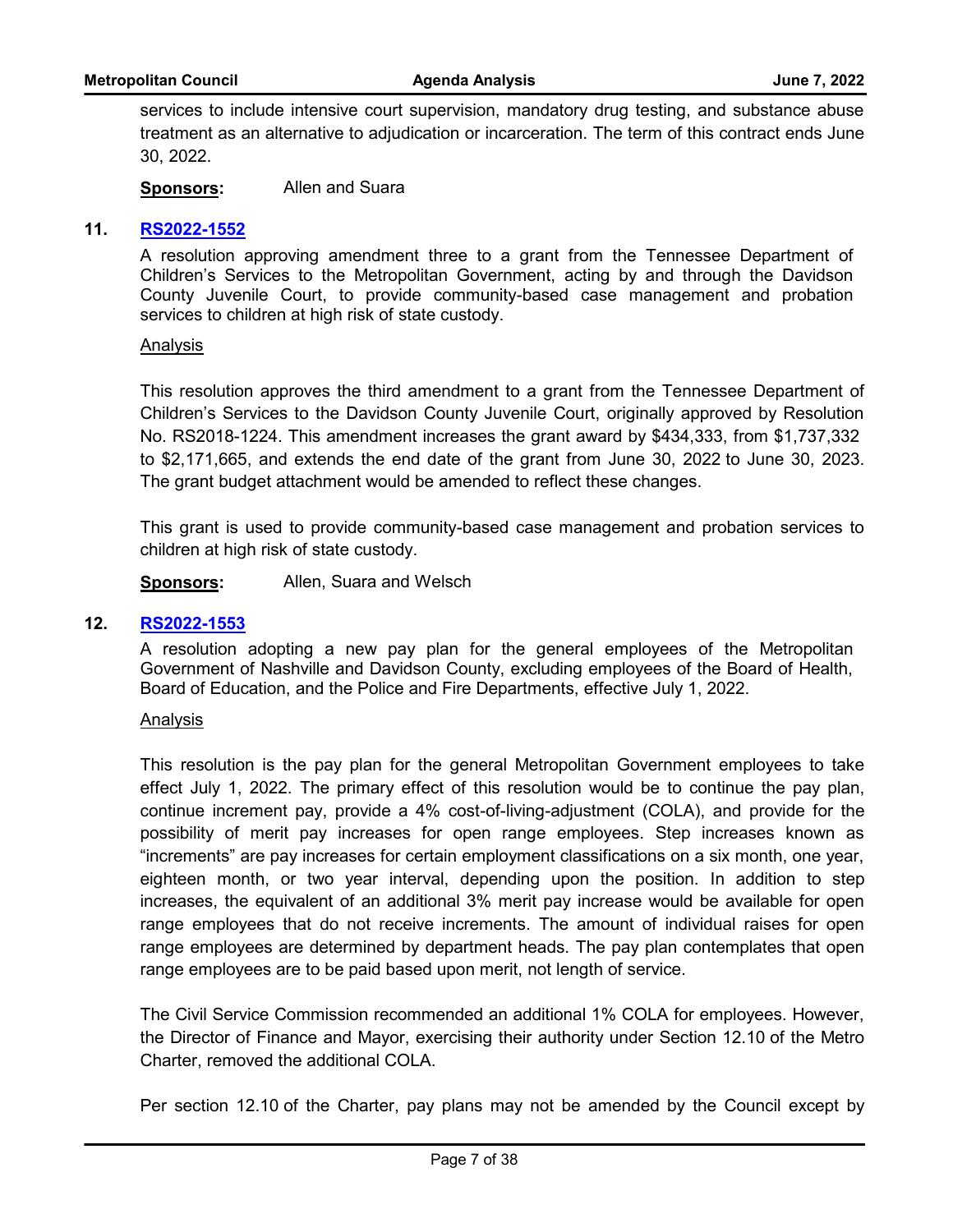services to include intensive court supervision, mandatory drug testing, and substance abuse treatment as an alternative to adjudication or incarceration. The term of this contract ends June 30, 2022.

**Sponsors:** Allen and Suara

**11. RS2022-1552**

A resolution approving amendment three to a grant from the Tennessee Department of Children's Services to the Metropolitan Government, acting by and through the Davidson County Juvenile Court, to provide community-based case management and probation services to children at high risk of state custody.

Analysis

This resolution approves the third amendment to a grant from the Tennessee Department of Children's Services to the Davidson County Juvenile Court, originally approved by Resolution No. RS2018-1224. This amendment increases the grant award by $434,333, from $1,737,332 to $2,171,665, and extends the end date of the grant from June 30, 2022 to June 30, 2023. The grant budget attachment would be amended to reflect these changes.

This grant is used to provide community-based case management and probation services to children at high risk of state custody.

**Sponsors:** Allen, Suara and Welsch

**12. RS2022-1553**

A resolution adopting a new pay plan for the general employees of the Metropolitan Government of Nashville and Davidson County, excluding employees of the Board of Health, Board of Education, and the Police and Fire Departments, effective July 1, 2022.

Analysis

This resolution is the pay plan for the general Metropolitan Government employees to take effect July 1, 2022. The primary effect of this resolution would be to continue the pay plan, continue increment pay, provide a 4% cost-of-living-adjustment (COLA), and provide for the possibility of merit pay increases for open range employees. Step increases known as "increments" are pay increases for certain employment classifications on a six month, one year, eighteen month, or two year interval, depending upon the position. In addition to step increases, the equivalent of an additional 3% merit pay increase would be available for open range employees that do not receive increments. The amount of individual raises for open range employees are determined by department heads. The pay plan contemplates that open range employees are to be paid based upon merit, not length of service.

The Civil Service Commission recommended an additional 1% COLA for employees. However, the Director of Finance and Mayor, exercising their authority under Section 12.10 of the Metro Charter, removed the additional COLA.

Per section 12.10 of the Charter, pay plans may not be amended by the Council except by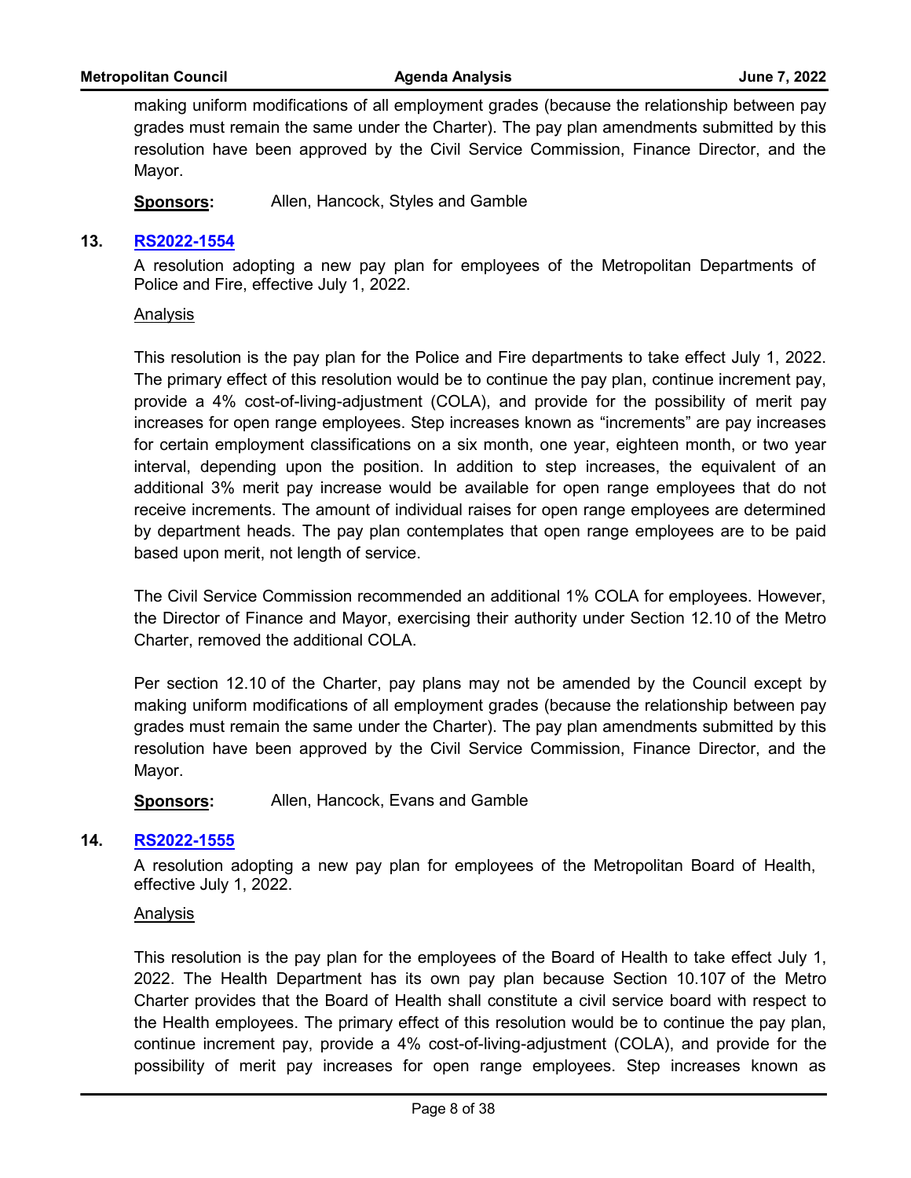making uniform modifications of all employment grades (because the relationship between pay grades must remain the same under the Charter). The pay plan amendments submitted by this resolution have been approved by the Civil Service Commission, Finance Director, and the Mayor.

**Sponsors:** Allen, Hancock, Styles and Gamble

**13. RS2022-1554**

A resolution adopting a new pay plan for employees of the Metropolitan Departments of Police and Fire, effective July 1, 2022.

Analysis

This resolution is the pay plan for the Police and Fire departments to take effect July 1, 2022. The primary effect of this resolution would be to continue the pay plan, continue increment pay, provide a 4% cost-of-living-adjustment (COLA), and provide for the possibility of merit pay increases for open range employees. Step increases known as "increments" are pay increases for certain employment classifications on a six month, one year, eighteen month, or two year interval, depending upon the position. In addition to step increases, the equivalent of an additional 3% merit pay increase would be available for open range employees that do not receive increments. The amount of individual raises for open range employees are determined by department heads. The pay plan contemplates that open range employees are to be paid based upon merit, not length of service.

The Civil Service Commission recommended an additional 1% COLA for employees. However, the Director of Finance and Mayor, exercising their authority under Section 12.10 of the Metro Charter, removed the additional COLA.

Per section 12.10 of the Charter, pay plans may not be amended by the Council except by making uniform modifications of all employment grades (because the relationship between pay grades must remain the same under the Charter). The pay plan amendments submitted by this resolution have been approved by the Civil Service Commission, Finance Director, and the Mayor.

**Sponsors:** Allen, Hancock, Evans and Gamble

**14. RS2022-1555**

A resolution adopting a new pay plan for employees of the Metropolitan Board of Health, effective July 1, 2022.

Analysis

This resolution is the pay plan for the employees of the Board of Health to take effect July 1, 2022. The Health Department has its own pay plan because Section 10.107 of the Metro Charter provides that the Board of Health shall constitute a civil service board with respect to the Health employees. The primary effect of this resolution would be to continue the pay plan, continue increment pay, provide a 4% cost-of-living-adjustment (COLA), and provide for the possibility of merit pay increases for open range employees. Step increases known as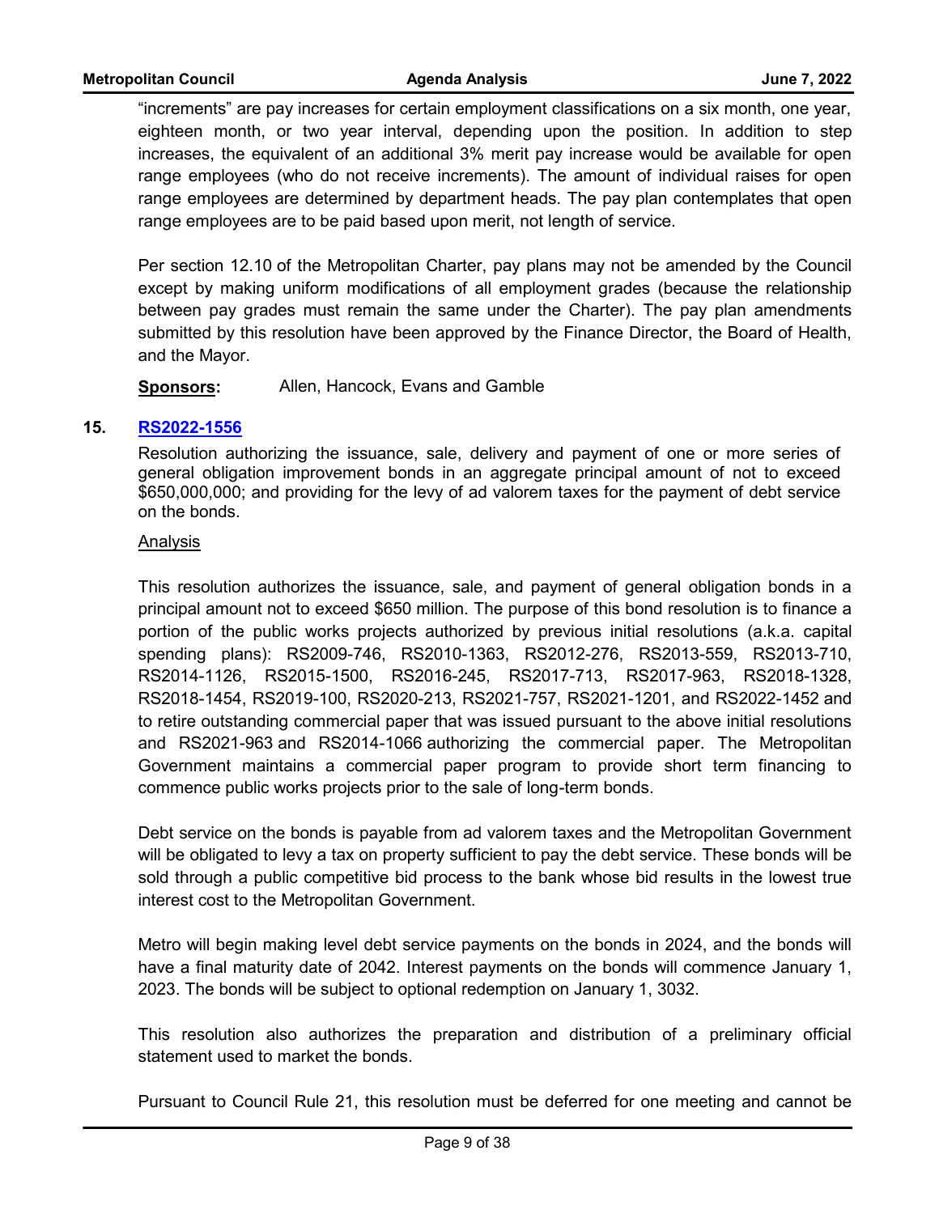"increments" are pay increases for certain employment classifications on a six month, one year, eighteen month, or two year interval, depending upon the position. In addition to step increases, the equivalent of an additional 3% merit pay increase would be available for open range employees (who do not receive increments). The amount of individual raises for open range employees are determined by department heads. The pay plan contemplates that open range employees are to be paid based upon merit, not length of service.

Per section 12.10 of the Metropolitan Charter, pay plans may not be amended by the Council except by making uniform modifications of all employment grades (because the relationship between pay grades must remain the same under the Charter). The pay plan amendments submitted by this resolution have been approved by the Finance Director, the Board of Health, and the Mayor.

**Sponsors:** Allen, Hancock, Evans and Gamble

## 15. RS2022-1556

Resolution authorizing the issuance, sale, delivery and payment of one or more series of general obligation improvement bonds in an aggregate principal amount of not to exceed $650,000,000; and providing for the levy of ad valorem taxes for the payment of debt service on the bonds.

Analysis

This resolution authorizes the issuance, sale, and payment of general obligation bonds in a principal amount not to exceed $650 million. The purpose of this bond resolution is to finance a portion of the public works projects authorized by previous initial resolutions (a.k.a. capital spending plans): RS2009-746, RS2010-1363, RS2012-276, RS2013-559, RS2013-710, RS2014-1126, RS2015-1500, RS2016-245, RS2017-713, RS2017-963, RS2018-1328, RS2018-1454, RS2019-100, RS2020-213, RS2021-757, RS2021-1201, and RS2022-1452 and to retire outstanding commercial paper that was issued pursuant to the above initial resolutions and RS2021-963 and RS2014-1066 authorizing the commercial paper. The Metropolitan Government maintains a commercial paper program to provide short term financing to commence public works projects prior to the sale of long-term bonds.

Debt service on the bonds is payable from ad valorem taxes and the Metropolitan Government will be obligated to levy a tax on property sufficient to pay the debt service. These bonds will be sold through a public competitive bid process to the bank whose bid results in the lowest true interest cost to the Metropolitan Government.

Metro will begin making level debt service payments on the bonds in 2024, and the bonds will have a final maturity date of 2042. Interest payments on the bonds will commence January 1, 2023. The bonds will be subject to optional redemption on January 1, 3032.

This resolution also authorizes the preparation and distribution of a preliminary official statement used to market the bonds.

Pursuant to Council Rule 21, this resolution must be deferred for one meeting and cannot be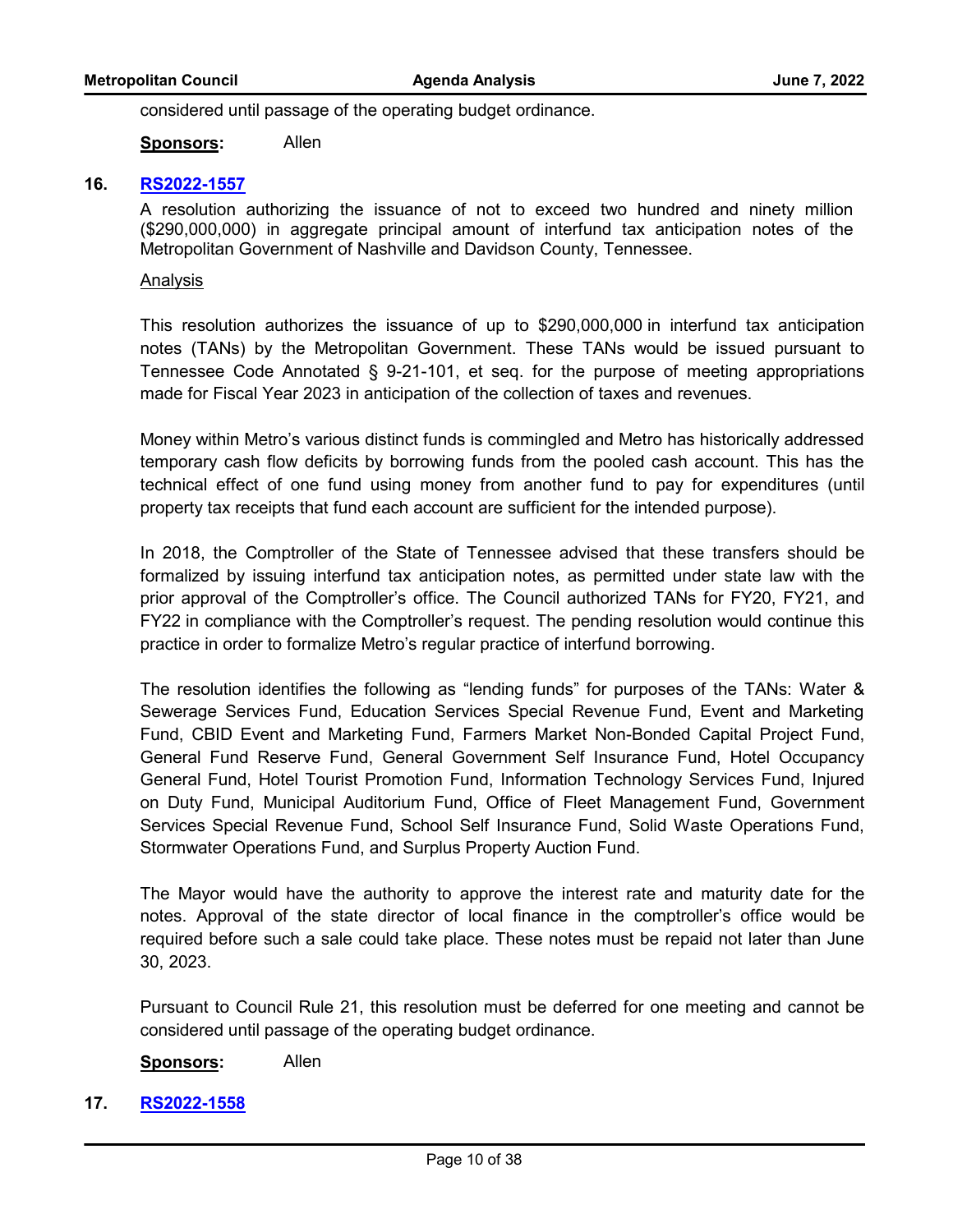considered until passage of the operating budget ordinance.

**Sponsors:** Allen

**16. RS2022-1557**

A resolution authorizing the issuance of not to exceed two hundred and ninety million ($290,000,000) in aggregate principal amount of interfund tax anticipation notes of the Metropolitan Government of Nashville and Davidson County, Tennessee.

Analysis

This resolution authorizes the issuance of up to $290,000,000 in interfund tax anticipation notes (TANs) by the Metropolitan Government. These TANs would be issued pursuant to Tennessee Code Annotated § 9-21-101, et seq. for the purpose of meeting appropriations made for Fiscal Year 2023 in anticipation of the collection of taxes and revenues.

Money within Metro's various distinct funds is commingled and Metro has historically addressed temporary cash flow deficits by borrowing funds from the pooled cash account. This has the technical effect of one fund using money from another fund to pay for expenditures (until property tax receipts that fund each account are sufficient for the intended purpose).

In 2018, the Comptroller of the State of Tennessee advised that these transfers should be formalized by issuing interfund tax anticipation notes, as permitted under state law with the prior approval of the Comptroller's office. The Council authorized TANs for FY20, FY21, and FY22 in compliance with the Comptroller's request. The pending resolution would continue this practice in order to formalize Metro's regular practice of interfund borrowing.

The resolution identifies the following as "lending funds" for purposes of the TANs: Water & Sewerage Services Fund, Education Services Special Revenue Fund, Event and Marketing Fund, CBID Event and Marketing Fund, Farmers Market Non-Bonded Capital Project Fund, General Fund Reserve Fund, General Government Self Insurance Fund, Hotel Occupancy General Fund, Hotel Tourist Promotion Fund, Information Technology Services Fund, Injured on Duty Fund, Municipal Auditorium Fund, Office of Fleet Management Fund, Government Services Special Revenue Fund, School Self Insurance Fund, Solid Waste Operations Fund, Stormwater Operations Fund, and Surplus Property Auction Fund.

The Mayor would have the authority to approve the interest rate and maturity date for the notes. Approval of the state director of local finance in the comptroller's office would be required before such a sale could take place. These notes must be repaid not later than June 30, 2023.

Pursuant to Council Rule 21, this resolution must be deferred for one meeting and cannot be considered until passage of the operating budget ordinance.

**Sponsors:** Allen

**17. RS2022-1558**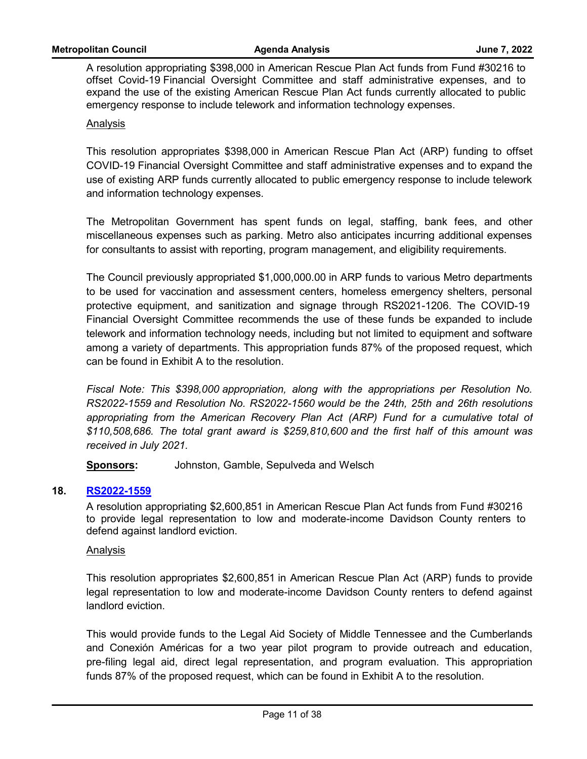A resolution appropriating $398,000 in American Rescue Plan Act funds from Fund #30216 to offset Covid-19 Financial Oversight Committee and staff administrative expenses, and to expand the use of the existing American Rescue Plan Act funds currently allocated to public emergency response to include telework and information technology expenses.

Analysis

This resolution appropriates $398,000 in American Rescue Plan Act (ARP) funding to offset COVID-19 Financial Oversight Committee and staff administrative expenses and to expand the use of existing ARP funds currently allocated to public emergency response to include telework and information technology expenses.

The Metropolitan Government has spent funds on legal, staffing, bank fees, and other miscellaneous expenses such as parking. Metro also anticipates incurring additional expenses for consultants to assist with reporting, program management, and eligibility requirements.

The Council previously appropriated $1,000,000.00 in ARP funds to various Metro departments to be used for vaccination and assessment centers, homeless emergency shelters, personal protective equipment, and sanitization and signage through RS2021-1206. The COVID-19 Financial Oversight Committee recommends the use of these funds be expanded to include telework and information technology needs, including but not limited to equipment and software among a variety of departments. This appropriation funds 87% of the proposed request, which can be found in Exhibit A to the resolution.

*Fiscal Note: This $398,000 appropriation, along with the appropriations per Resolution No. RS2022-1559 and Resolution No. RS2022-1560 would be the 24th, 25th and 26th resolutions appropriating from the American Recovery Plan Act (ARP) Fund for a cumulative total of $110,508,686. The total grant award is $259,810,600 and the first half of this amount was received in July 2021.*

**Sponsors:** Johnston, Gamble, Sepulveda and Welsch

## 18. RS2022-1559

A resolution appropriating $2,600,851 in American Rescue Plan Act funds from Fund #30216 to provide legal representation to low and moderate-income Davidson County renters to defend against landlord eviction.

Analysis

This resolution appropriates $2,600,851 in American Rescue Plan Act (ARP) funds to provide legal representation to low and moderate-income Davidson County renters to defend against landlord eviction.

This would provide funds to the Legal Aid Society of Middle Tennessee and the Cumberlands and Conexión Américas for a two year pilot program to provide outreach and education, pre-filing legal aid, direct legal representation, and program evaluation. This appropriation funds 87% of the proposed request, which can be found in Exhibit A to the resolution.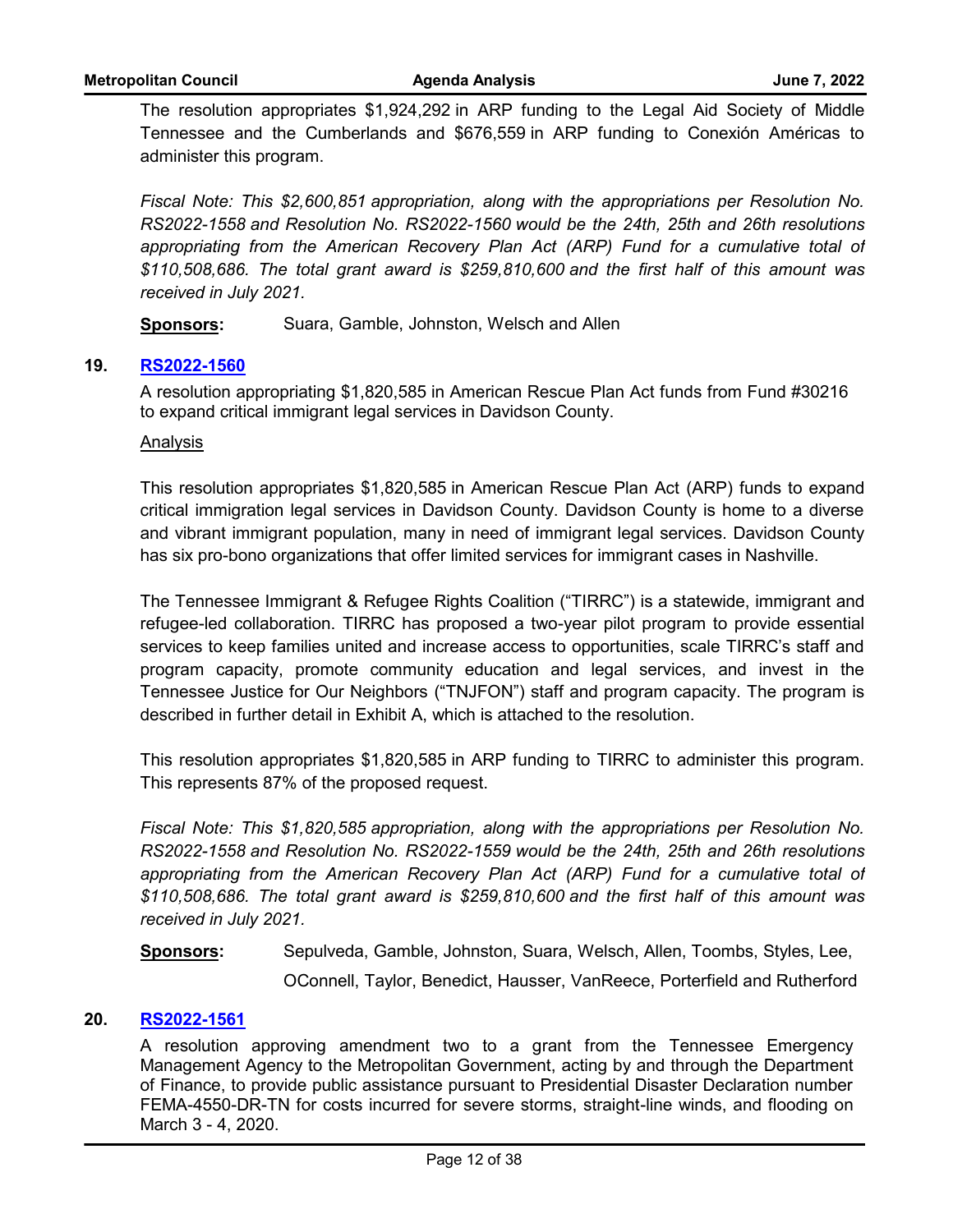The resolution appropriates $1,924,292 in ARP funding to the Legal Aid Society of Middle Tennessee and the Cumberlands and $676,559 in ARP funding to Conexión Américas to administer this program.

*Fiscal Note: This $2,600,851 appropriation, along with the appropriations per Resolution No. RS2022-1558 and Resolution No. RS2022-1560 would be the 24th, 25th and 26th resolutions appropriating from the American Recovery Plan Act (ARP) Fund for a cumulative total of $110,508,686. The total grant award is $259,810,600 and the first half of this amount was received in July 2021.*

**Sponsors:** Suara, Gamble, Johnston, Welsch and Allen

## 19. RS2022-1560

A resolution appropriating $1,820,585 in American Rescue Plan Act funds from Fund #30216 to expand critical immigrant legal services in Davidson County.

Analysis

This resolution appropriates $1,820,585 in American Rescue Plan Act (ARP) funds to expand critical immigration legal services in Davidson County. Davidson County is home to a diverse and vibrant immigrant population, many in need of immigrant legal services. Davidson County has six pro-bono organizations that offer limited services for immigrant cases in Nashville.

The Tennessee Immigrant & Refugee Rights Coalition ("TIRRC") is a statewide, immigrant and refugee-led collaboration. TIRRC has proposed a two-year pilot program to provide essential services to keep families united and increase access to opportunities, scale TIRRC's staff and program capacity, promote community education and legal services, and invest in the Tennessee Justice for Our Neighbors ("TNJFON") staff and program capacity. The program is described in further detail in Exhibit A, which is attached to the resolution.

This resolution appropriates $1,820,585 in ARP funding to TIRRC to administer this program. This represents 87% of the proposed request.

*Fiscal Note: This $1,820,585 appropriation, along with the appropriations per Resolution No. RS2022-1558 and Resolution No. RS2022-1559 would be the 24th, 25th and 26th resolutions appropriating from the American Recovery Plan Act (ARP) Fund for a cumulative total of $110,508,686. The total grant award is $259,810,600 and the first half of this amount was received in July 2021.*

**Sponsors:** Sepulveda, Gamble, Johnston, Suara, Welsch, Allen, Toombs, Styles, Lee, OConnell, Taylor, Benedict, Hausser, VanReece, Porterfield and Rutherford

## 20. RS2022-1561

A resolution approving amendment two to a grant from the Tennessee Emergency Management Agency to the Metropolitan Government, acting by and through the Department of Finance, to provide public assistance pursuant to Presidential Disaster Declaration number FEMA-4550-DR-TN for costs incurred for severe storms, straight-line winds, and flooding on March 3 - 4, 2020.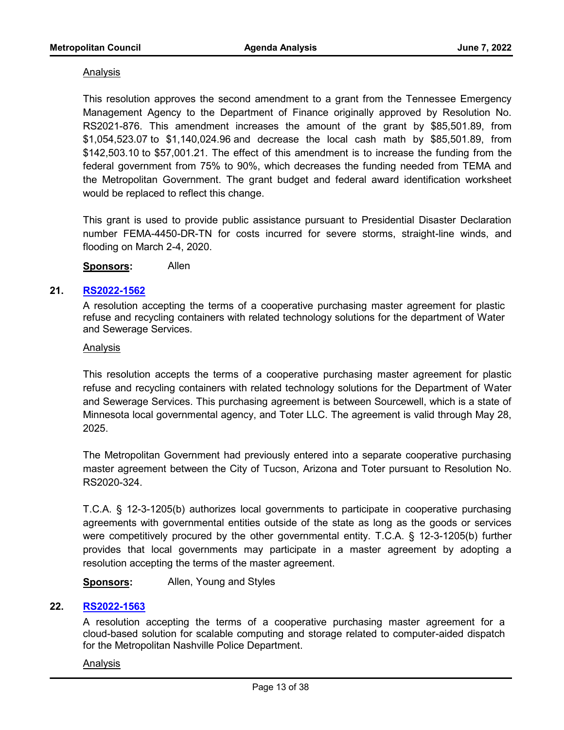Analysis

This resolution approves the second amendment to a grant from the Tennessee Emergency Management Agency to the Department of Finance originally approved by Resolution No. RS2021-876. This amendment increases the amount of the grant by $85,501.89, from $1,054,523.07 to $1,140,024.96 and decrease the local cash math by $85,501.89, from $142,503.10 to $57,001.21. The effect of this amendment is to increase the funding from the federal government from 75% to 90%, which decreases the funding needed from TEMA and the Metropolitan Government. The grant budget and federal award identification worksheet would be replaced to reflect this change.

This grant is used to provide public assistance pursuant to Presidential Disaster Declaration number FEMA-4450-DR-TN for costs incurred for severe storms, straight-line winds, and flooding on March 2-4, 2020.

**Sponsors:** Allen

**21. RS2022-1562**

A resolution accepting the terms of a cooperative purchasing master agreement for plastic refuse and recycling containers with related technology solutions for the department of Water and Sewerage Services.

Analysis

This resolution accepts the terms of a cooperative purchasing master agreement for plastic refuse and recycling containers with related technology solutions for the Department of Water and Sewerage Services. This purchasing agreement is between Sourcewell, which is a state of Minnesota local governmental agency, and Toter LLC. The agreement is valid through May 28, 2025.

The Metropolitan Government had previously entered into a separate cooperative purchasing master agreement between the City of Tucson, Arizona and Toter pursuant to Resolution No. RS2020-324.

T.C.A. § 12-3-1205(b) authorizes local governments to participate in cooperative purchasing agreements with governmental entities outside of the state as long as the goods or services were competitively procured by the other governmental entity. T.C.A. § 12-3-1205(b) further provides that local governments may participate in a master agreement by adopting a resolution accepting the terms of the master agreement.

**Sponsors:** Allen, Young and Styles

**22. RS2022-1563**

A resolution accepting the terms of a cooperative purchasing master agreement for a cloud-based solution for scalable computing and storage related to computer-aided dispatch for the Metropolitan Nashville Police Department.

Analysis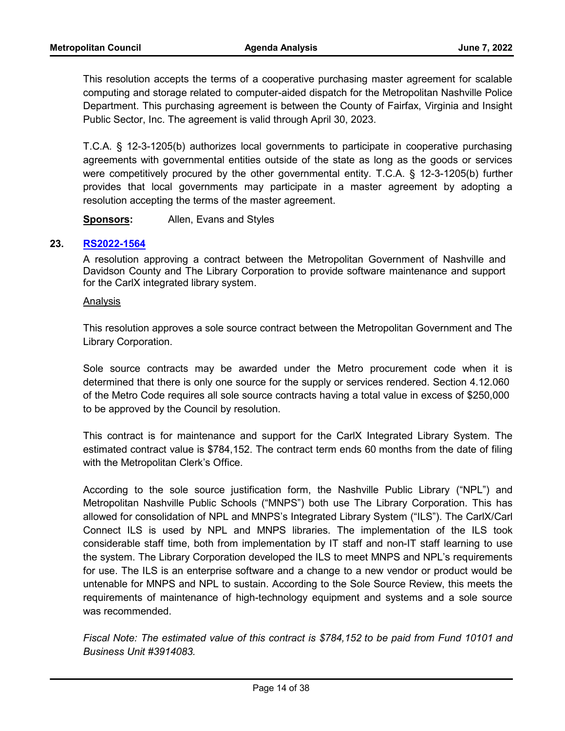This resolution accepts the terms of a cooperative purchasing master agreement for scalable computing and storage related to computer-aided dispatch for the Metropolitan Nashville Police Department. This purchasing agreement is between the County of Fairfax, Virginia and Insight Public Sector, Inc. The agreement is valid through April 30, 2023.

T.C.A. § 12-3-1205(b) authorizes local governments to participate in cooperative purchasing agreements with governmental entities outside of the state as long as the goods or services were competitively procured by the other governmental entity. T.C.A. § 12-3-1205(b) further provides that local governments may participate in a master agreement by adopting a resolution accepting the terms of the master agreement.

**Sponsors:** Allen, Evans and Styles

**23. RS2022-1564**

A resolution approving a contract between the Metropolitan Government of Nashville and Davidson County and The Library Corporation to provide software maintenance and support for the CarlX integrated library system.

Analysis

This resolution approves a sole source contract between the Metropolitan Government and The Library Corporation.

Sole source contracts may be awarded under the Metro procurement code when it is determined that there is only one source for the supply or services rendered. Section 4.12.060 of the Metro Code requires all sole source contracts having a total value in excess of $250,000 to be approved by the Council by resolution.

This contract is for maintenance and support for the CarlX Integrated Library System. The estimated contract value is $784,152. The contract term ends 60 months from the date of filing with the Metropolitan Clerk's Office.

According to the sole source justification form, the Nashville Public Library ("NPL") and Metropolitan Nashville Public Schools ("MNPS") both use The Library Corporation. This has allowed for consolidation of NPL and MNPS's Integrated Library System ("ILS"). The CarlX/Carl Connect ILS is used by NPL and MNPS libraries. The implementation of the ILS took considerable staff time, both from implementation by IT staff and non-IT staff learning to use the system. The Library Corporation developed the ILS to meet MNPS and NPL's requirements for use. The ILS is an enterprise software and a change to a new vendor or product would be untenable for MNPS and NPL to sustain. According to the Sole Source Review, this meets the requirements of maintenance of high-technology equipment and systems and a sole source was recommended.

*Fiscal Note: The estimated value of this contract is $784,152 to be paid from Fund 10101 and Business Unit #3914083.*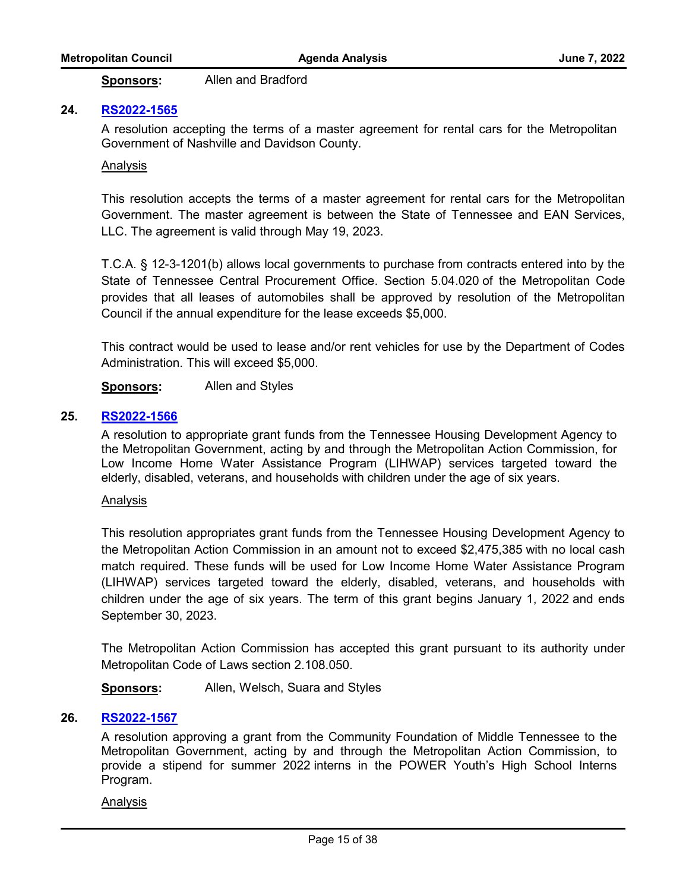**Sponsors:** Allen and Bradford

**24. RS2022-1565**

A resolution accepting the terms of a master agreement for rental cars for the Metropolitan Government of Nashville and Davidson County.

Analysis

This resolution accepts the terms of a master agreement for rental cars for the Metropolitan Government. The master agreement is between the State of Tennessee and EAN Services, LLC. The agreement is valid through May 19, 2023.

T.C.A. § 12-3-1201(b) allows local governments to purchase from contracts entered into by the State of Tennessee Central Procurement Office. Section 5.04.020 of the Metropolitan Code provides that all leases of automobiles shall be approved by resolution of the Metropolitan Council if the annual expenditure for the lease exceeds $5,000.

This contract would be used to lease and/or rent vehicles for use by the Department of Codes Administration. This will exceed $5,000.

**Sponsors:** Allen and Styles

**25. RS2022-1566**

A resolution to appropriate grant funds from the Tennessee Housing Development Agency to the Metropolitan Government, acting by and through the Metropolitan Action Commission, for Low Income Home Water Assistance Program (LIHWAP) services targeted toward the elderly, disabled, veterans, and households with children under the age of six years.

Analysis

This resolution appropriates grant funds from the Tennessee Housing Development Agency to the Metropolitan Action Commission in an amount not to exceed $2,475,385 with no local cash match required. These funds will be used for Low Income Home Water Assistance Program (LIHWAP) services targeted toward the elderly, disabled, veterans, and households with children under the age of six years. The term of this grant begins January 1, 2022 and ends September 30, 2023.

The Metropolitan Action Commission has accepted this grant pursuant to its authority under Metropolitan Code of Laws section 2.108.050.

**Sponsors:** Allen, Welsch, Suara and Styles

**26. RS2022-1567**

A resolution approving a grant from the Community Foundation of Middle Tennessee to the Metropolitan Government, acting by and through the Metropolitan Action Commission, to provide a stipend for summer 2022 interns in the POWER Youth's High School Interns Program.

Analysis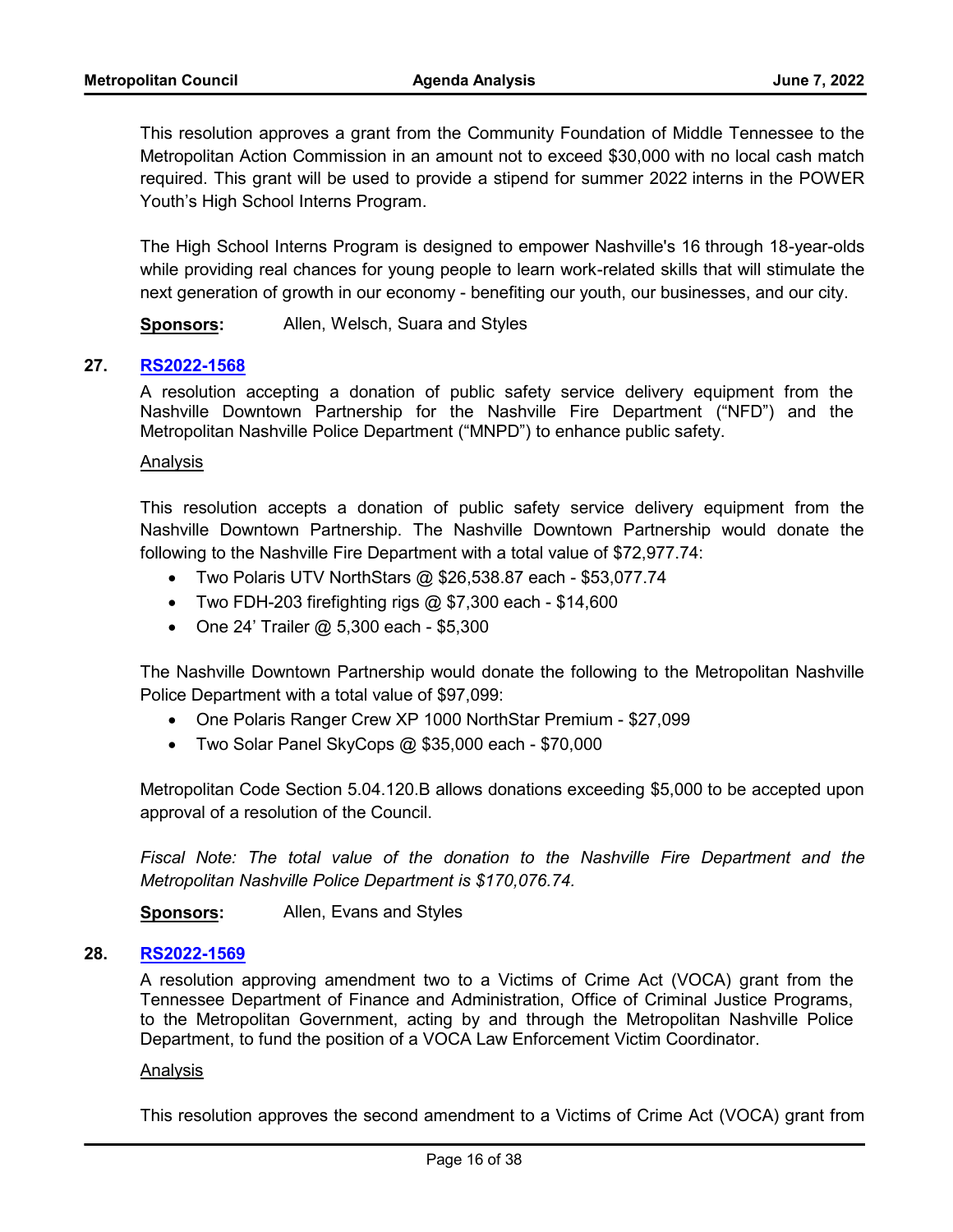This resolution approves a grant from the Community Foundation of Middle Tennessee to the Metropolitan Action Commission in an amount not to exceed $30,000 with no local cash match required. This grant will be used to provide a stipend for summer 2022 interns in the POWER Youth's High School Interns Program.

The High School Interns Program is designed to empower Nashville's 16 through 18-year-olds while providing real chances for young people to learn work-related skills that will stimulate the next generation of growth in our economy - benefiting our youth, our businesses, and our city.

**Sponsors:** Allen, Welsch, Suara and Styles

## 27. RS2022-1568

A resolution accepting a donation of public safety service delivery equipment from the Nashville Downtown Partnership for the Nashville Fire Department ("NFD") and the Metropolitan Nashville Police Department ("MNPD") to enhance public safety.

Analysis

This resolution accepts a donation of public safety service delivery equipment from the Nashville Downtown Partnership. The Nashville Downtown Partnership would donate the following to the Nashville Fire Department with a total value of $72,977.74:

- Two Polaris UTV NorthStars @ $26,538.87 each - $53,077.74
- Two FDH-203 firefighting rigs @ $7,300 each - $14,600
- One 24' Trailer @ 5,300 each - $5,300

The Nashville Downtown Partnership would donate the following to the Metropolitan Nashville Police Department with a total value of $97,099:

- One Polaris Ranger Crew XP 1000 NorthStar Premium - $27,099
- Two Solar Panel SkyCops @ $35,000 each - $70,000

Metropolitan Code Section 5.04.120.B allows donations exceeding $5,000 to be accepted upon approval of a resolution of the Council.

*Fiscal Note: The total value of the donation to the Nashville Fire Department and the Metropolitan Nashville Police Department is $170,076.74.*

**Sponsors:** Allen, Evans and Styles

## 28. RS2022-1569

A resolution approving amendment two to a Victims of Crime Act (VOCA) grant from the Tennessee Department of Finance and Administration, Office of Criminal Justice Programs, to the Metropolitan Government, acting by and through the Metropolitan Nashville Police Department, to fund the position of a VOCA Law Enforcement Victim Coordinator.

Analysis

This resolution approves the second amendment to a Victims of Crime Act (VOCA) grant from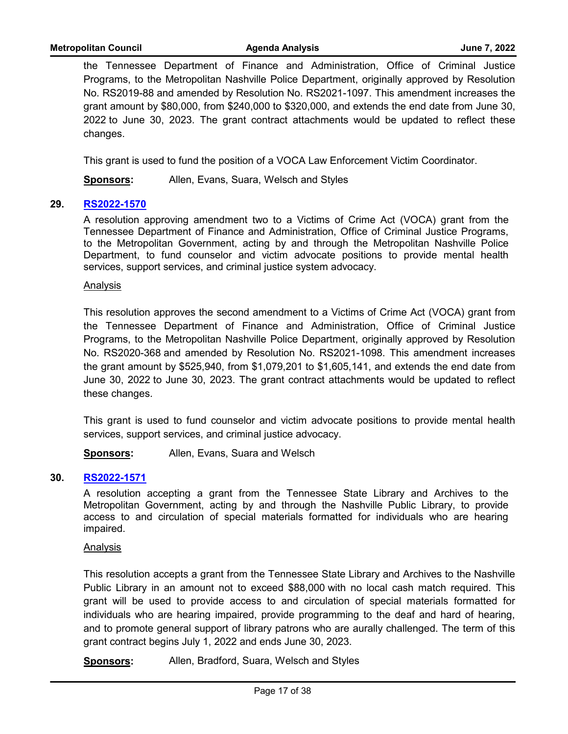the Tennessee Department of Finance and Administration, Office of Criminal Justice Programs, to the Metropolitan Nashville Police Department, originally approved by Resolution No. RS2019-88 and amended by Resolution No. RS2021-1097. This amendment increases the grant amount by $80,000, from $240,000 to $320,000, and extends the end date from June 30, 2022 to June 30, 2023. The grant contract attachments would be updated to reflect these changes.

This grant is used to fund the position of a VOCA Law Enforcement Victim Coordinator.

**Sponsors:** Allen, Evans, Suara, Welsch and Styles

**29. RS2022-1570**

A resolution approving amendment two to a Victims of Crime Act (VOCA) grant from the Tennessee Department of Finance and Administration, Office of Criminal Justice Programs, to the Metropolitan Government, acting by and through the Metropolitan Nashville Police Department, to fund counselor and victim advocate positions to provide mental health services, support services, and criminal justice system advocacy.

Analysis

This resolution approves the second amendment to a Victims of Crime Act (VOCA) grant from the Tennessee Department of Finance and Administration, Office of Criminal Justice Programs, to the Metropolitan Nashville Police Department, originally approved by Resolution No. RS2020-368 and amended by Resolution No. RS2021-1098. This amendment increases the grant amount by $525,940, from $1,079,201 to $1,605,141, and extends the end date from June 30, 2022 to June 30, 2023. The grant contract attachments would be updated to reflect these changes.

This grant is used to fund counselor and victim advocate positions to provide mental health services, support services, and criminal justice advocacy.

**Sponsors:** Allen, Evans, Suara and Welsch

**30. RS2022-1571**

A resolution accepting a grant from the Tennessee State Library and Archives to the Metropolitan Government, acting by and through the Nashville Public Library, to provide access to and circulation of special materials formatted for individuals who are hearing impaired.

Analysis

This resolution accepts a grant from the Tennessee State Library and Archives to the Nashville Public Library in an amount not to exceed $88,000 with no local cash match required. This grant will be used to provide access to and circulation of special materials formatted for individuals who are hearing impaired, provide programming to the deaf and hard of hearing, and to promote general support of library patrons who are aurally challenged. The term of this grant contract begins July 1, 2022 and ends June 30, 2023.

**Sponsors:** Allen, Bradford, Suara, Welsch and Styles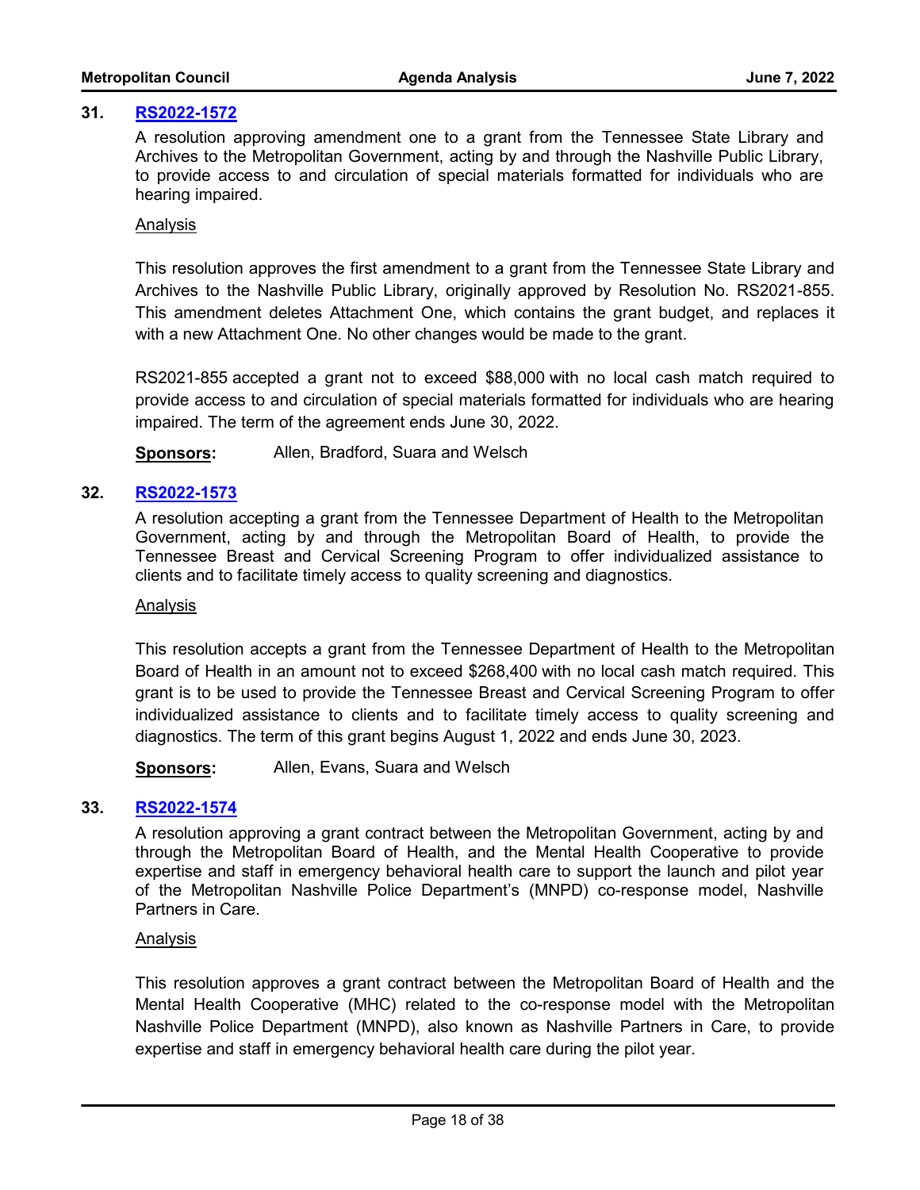## 31. RS2022-1572

A resolution approving amendment one to a grant from the Tennessee State Library and Archives to the Metropolitan Government, acting by and through the Nashville Public Library, to provide access to and circulation of special materials formatted for individuals who are hearing impaired.

Analysis

This resolution approves the first amendment to a grant from the Tennessee State Library and Archives to the Nashville Public Library, originally approved by Resolution No. RS2021-855. This amendment deletes Attachment One, which contains the grant budget, and replaces it with a new Attachment One. No other changes would be made to the grant.

RS2021-855 accepted a grant not to exceed $88,000 with no local cash match required to provide access to and circulation of special materials formatted for individuals who are hearing impaired. The term of the agreement ends June 30, 2022.

**Sponsors:** Allen, Bradford, Suara and Welsch

## 32. RS2022-1573

A resolution accepting a grant from the Tennessee Department of Health to the Metropolitan Government, acting by and through the Metropolitan Board of Health, to provide the Tennessee Breast and Cervical Screening Program to offer individualized assistance to clients and to facilitate timely access to quality screening and diagnostics.

Analysis

This resolution accepts a grant from the Tennessee Department of Health to the Metropolitan Board of Health in an amount not to exceed $268,400 with no local cash match required. This grant is to be used to provide the Tennessee Breast and Cervical Screening Program to offer individualized assistance to clients and to facilitate timely access to quality screening and diagnostics. The term of this grant begins August 1, 2022 and ends June 30, 2023.

**Sponsors:** Allen, Evans, Suara and Welsch

## 33. RS2022-1574

A resolution approving a grant contract between the Metropolitan Government, acting by and through the Metropolitan Board of Health, and the Mental Health Cooperative to provide expertise and staff in emergency behavioral health care to support the launch and pilot year of the Metropolitan Nashville Police Department's (MNPD) co-response model, Nashville Partners in Care.

Analysis

This resolution approves a grant contract between the Metropolitan Board of Health and the Mental Health Cooperative (MHC) related to the co-response model with the Metropolitan Nashville Police Department (MNPD), also known as Nashville Partners in Care, to provide expertise and staff in emergency behavioral health care during the pilot year.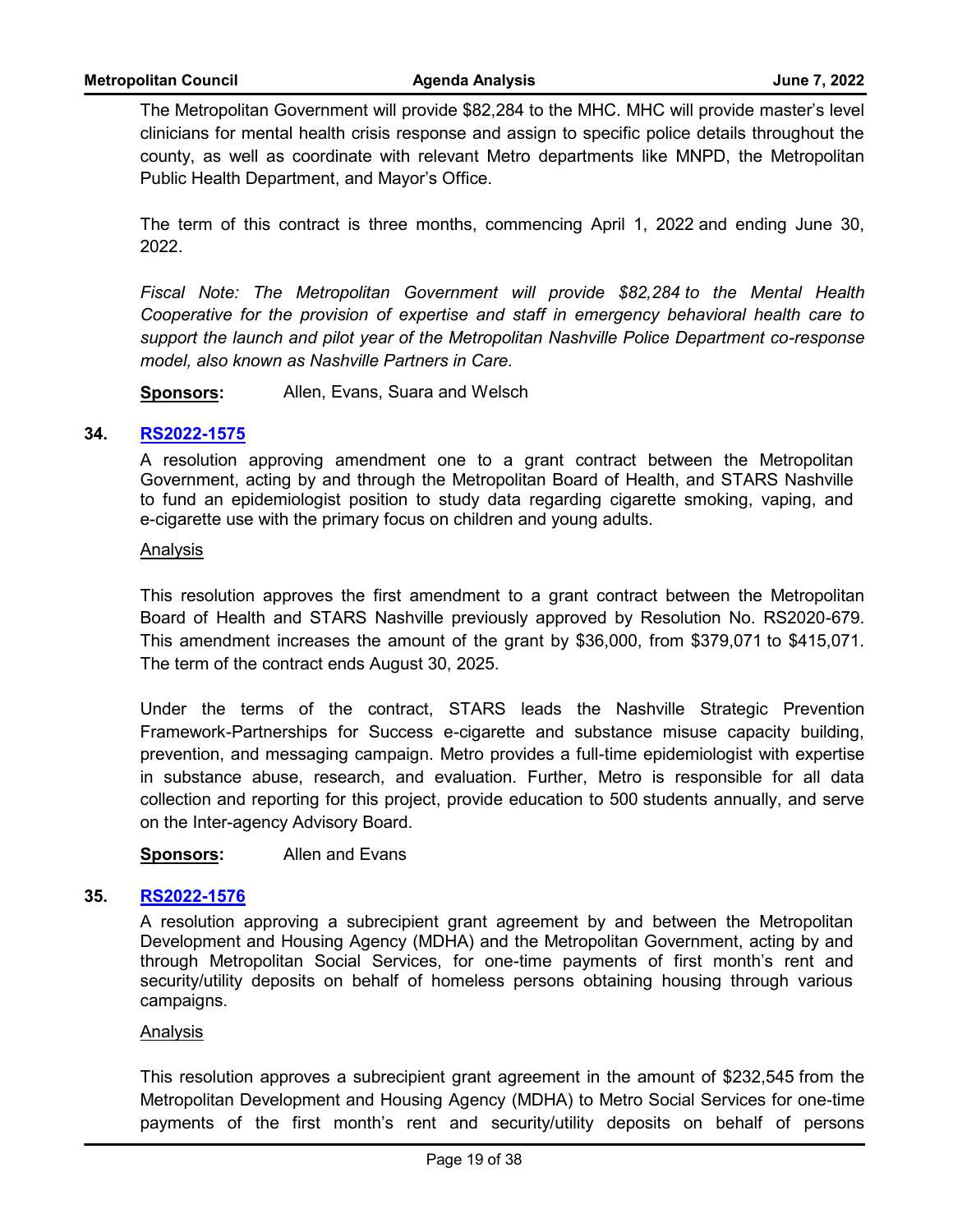The Metropolitan Government will provide $82,284 to the MHC. MHC will provide master's level clinicians for mental health crisis response and assign to specific police details throughout the county, as well as coordinate with relevant Metro departments like MNPD, the Metropolitan Public Health Department, and Mayor's Office.

The term of this contract is three months, commencing April 1, 2022 and ending June 30, 2022.

*Fiscal Note: The Metropolitan Government will provide $82,284 to the Mental Health Cooperative for the provision of expertise and staff in emergency behavioral health care to support the launch and pilot year of the Metropolitan Nashville Police Department co-response model, also known as Nashville Partners in Care.*

**Sponsors:** Allen, Evans, Suara and Welsch

**34. RS2022-1575**

A resolution approving amendment one to a grant contract between the Metropolitan Government, acting by and through the Metropolitan Board of Health, and STARS Nashville to fund an epidemiologist position to study data regarding cigarette smoking, vaping, and e-cigarette use with the primary focus on children and young adults.

Analysis

This resolution approves the first amendment to a grant contract between the Metropolitan Board of Health and STARS Nashville previously approved by Resolution No. RS2020-679. This amendment increases the amount of the grant by $36,000, from $379,071 to $415,071. The term of the contract ends August 30, 2025.

Under the terms of the contract, STARS leads the Nashville Strategic Prevention Framework-Partnerships for Success e-cigarette and substance misuse capacity building, prevention, and messaging campaign. Metro provides a full-time epidemiologist with expertise in substance abuse, research, and evaluation. Further, Metro is responsible for all data collection and reporting for this project, provide education to 500 students annually, and serve on the Inter-agency Advisory Board.

**Sponsors:** Allen and Evans

**35. RS2022-1576**

A resolution approving a subrecipient grant agreement by and between the Metropolitan Development and Housing Agency (MDHA) and the Metropolitan Government, acting by and through Metropolitan Social Services, for one-time payments of first month's rent and security/utility deposits on behalf of homeless persons obtaining housing through various campaigns.

Analysis

This resolution approves a subrecipient grant agreement in the amount of $232,545 from the Metropolitan Development and Housing Agency (MDHA) to Metro Social Services for one-time payments of the first month's rent and security/utility deposits on behalf of persons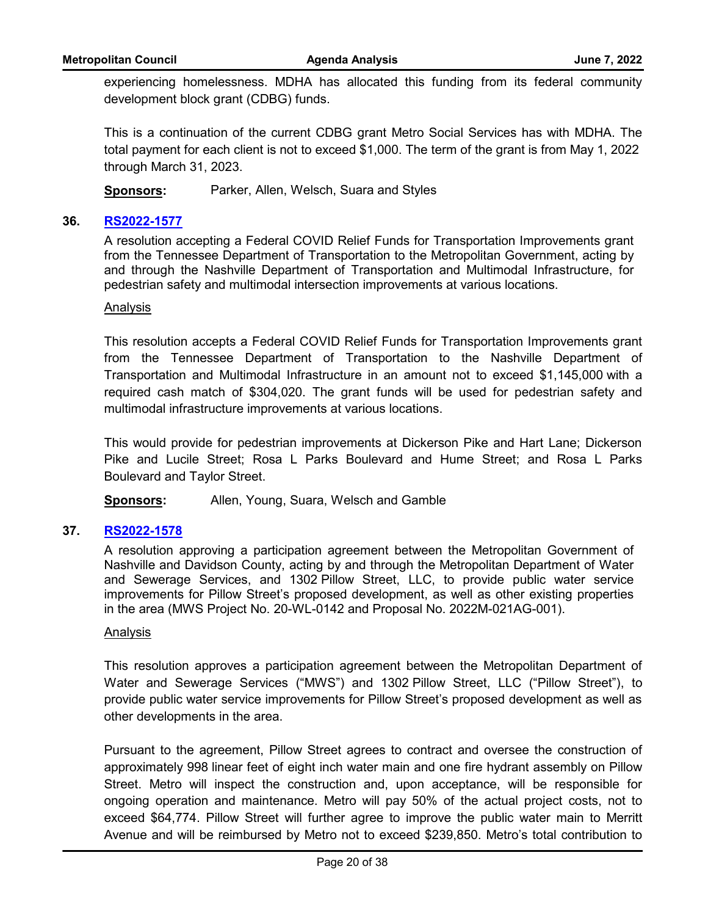experiencing homelessness. MDHA has allocated this funding from its federal community development block grant (CDBG) funds.

This is a continuation of the current CDBG grant Metro Social Services has with MDHA. The total payment for each client is not to exceed $1,000. The term of the grant is from May 1, 2022 through March 31, 2023.

**Sponsors:** Parker, Allen, Welsch, Suara and Styles

**36. [RS2022-1577]**

A resolution accepting a Federal COVID Relief Funds for Transportation Improvements grant from the Tennessee Department of Transportation to the Metropolitan Government, acting by and through the Nashville Department of Transportation and Multimodal Infrastructure, for pedestrian safety and multimodal intersection improvements at various locations.

Analysis

This resolution accepts a Federal COVID Relief Funds for Transportation Improvements grant from the Tennessee Department of Transportation to the Nashville Department of Transportation and Multimodal Infrastructure in an amount not to exceed $1,145,000 with a required cash match of $304,020. The grant funds will be used for pedestrian safety and multimodal infrastructure improvements at various locations.

This would provide for pedestrian improvements at Dickerson Pike and Hart Lane; Dickerson Pike and Lucile Street; Rosa L Parks Boulevard and Hume Street; and Rosa L Parks Boulevard and Taylor Street.

**Sponsors:** Allen, Young, Suara, Welsch and Gamble

**37. [RS2022-1578]**

A resolution approving a participation agreement between the Metropolitan Government of Nashville and Davidson County, acting by and through the Metropolitan Department of Water and Sewerage Services, and 1302 Pillow Street, LLC, to provide public water service improvements for Pillow Street's proposed development, as well as other existing properties in the area (MWS Project No. 20-WL-0142 and Proposal No. 2022M-021AG-001).

Analysis

This resolution approves a participation agreement between the Metropolitan Department of Water and Sewerage Services ("MWS") and 1302 Pillow Street, LLC ("Pillow Street"), to provide public water service improvements for Pillow Street's proposed development as well as other developments in the area.

Pursuant to the agreement, Pillow Street agrees to contract and oversee the construction of approximately 998 linear feet of eight inch water main and one fire hydrant assembly on Pillow Street. Metro will inspect the construction and, upon acceptance, will be responsible for ongoing operation and maintenance. Metro will pay 50% of the actual project costs, not to exceed $64,774. Pillow Street will further agree to improve the public water main to Merritt Avenue and will be reimbursed by Metro not to exceed $239,850. Metro's total contribution to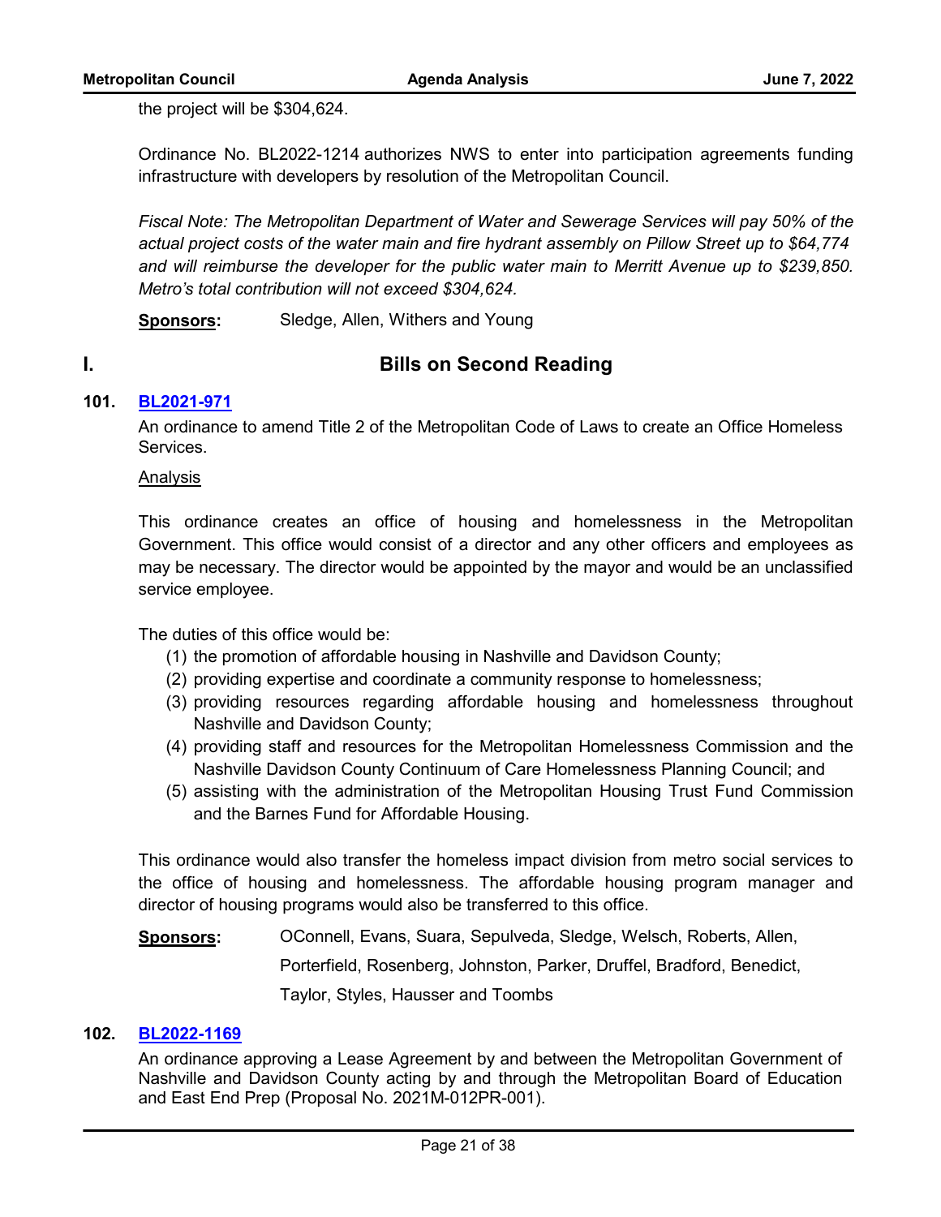the project will be $304,624.

Ordinance No. BL2022-1214 authorizes NWS to enter into participation agreements funding infrastructure with developers by resolution of the Metropolitan Council.

*Fiscal Note: The Metropolitan Department of Water and Sewerage Services will pay 50% of the actual project costs of the water main and fire hydrant assembly on Pillow Street up to $64,774 and will reimburse the developer for the public water main to Merritt Avenue up to $239,850. Metro's total contribution will not exceed $304,624.*

**Sponsors:** Sledge, Allen, Withers and Young

## I. Bills on Second Reading

### 101. BL2021-971

An ordinance to amend Title 2 of the Metropolitan Code of Laws to create an Office Homeless Services.

Analysis

This ordinance creates an office of housing and homelessness in the Metropolitan Government. This office would consist of a director and any other officers and employees as may be necessary. The director would be appointed by the mayor and would be an unclassified service employee.

The duties of this office would be:

(1) the promotion of affordable housing in Nashville and Davidson County;
(2) providing expertise and coordinate a community response to homelessness;
(3) providing resources regarding affordable housing and homelessness throughout Nashville and Davidson County;
(4) providing staff and resources for the Metropolitan Homelessness Commission and the Nashville Davidson County Continuum of Care Homelessness Planning Council; and
(5) assisting with the administration of the Metropolitan Housing Trust Fund Commission and the Barnes Fund for Affordable Housing.

This ordinance would also transfer the homeless impact division from metro social services to the office of housing and homelessness. The affordable housing program manager and director of housing programs would also be transferred to this office.

**Sponsors:** OConnell, Evans, Suara, Sepulveda, Sledge, Welsch, Roberts, Allen, Porterfield, Rosenberg, Johnston, Parker, Druffel, Bradford, Benedict, Taylor, Styles, Hausser and Toombs

### 102. BL2022-1169

An ordinance approving a Lease Agreement by and between the Metropolitan Government of Nashville and Davidson County acting by and through the Metropolitan Board of Education and East End Prep (Proposal No. 2021M-012PR-001).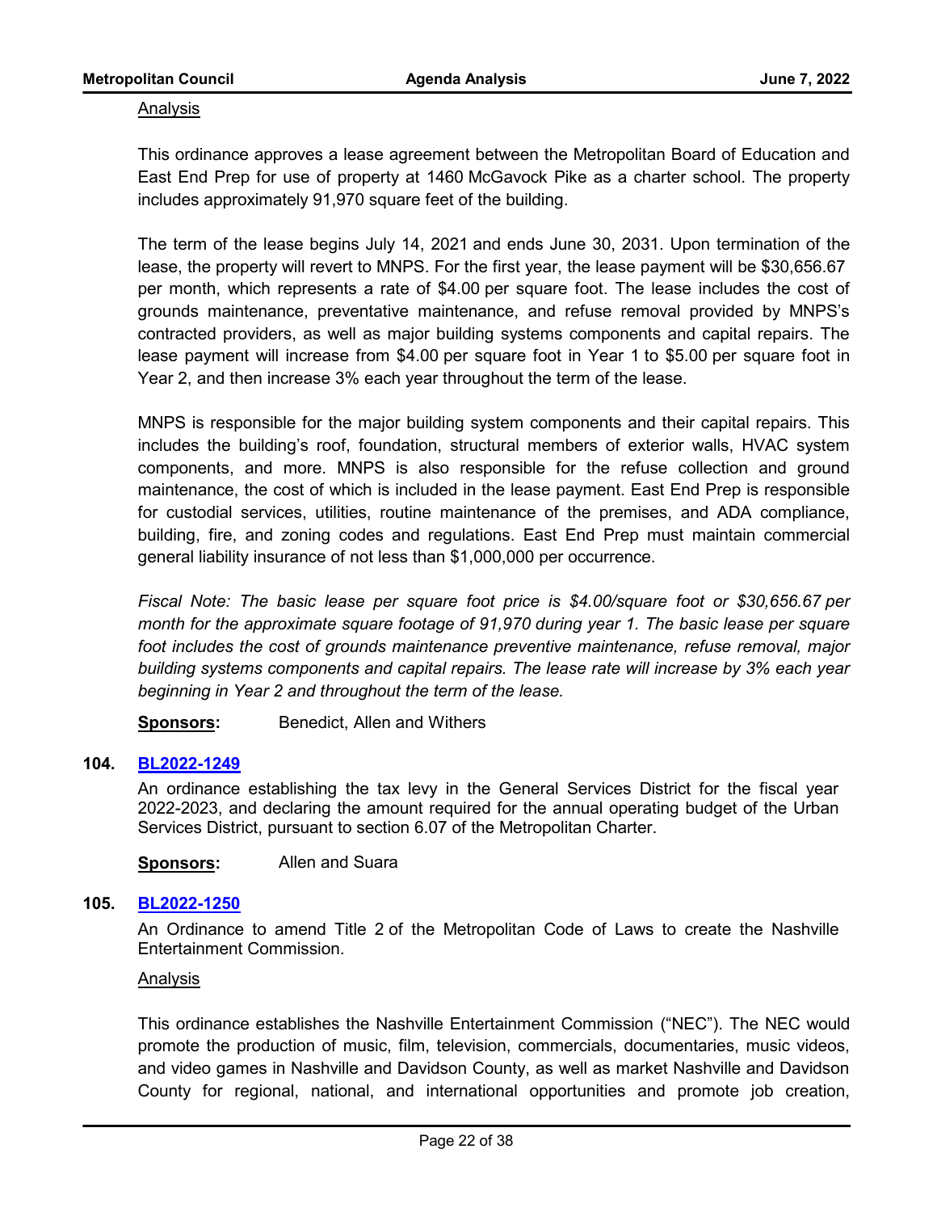Analysis

This ordinance approves a lease agreement between the Metropolitan Board of Education and East End Prep for use of property at 1460 McGavock Pike as a charter school. The property includes approximately 91,970 square feet of the building.

The term of the lease begins July 14, 2021 and ends June 30, 2031. Upon termination of the lease, the property will revert to MNPS. For the first year, the lease payment will be $30,656.67 per month, which represents a rate of $4.00 per square foot. The lease includes the cost of grounds maintenance, preventative maintenance, and refuse removal provided by MNPS's contracted providers, as well as major building systems components and capital repairs. The lease payment will increase from $4.00 per square foot in Year 1 to $5.00 per square foot in Year 2, and then increase 3% each year throughout the term of the lease.

MNPS is responsible for the major building system components and their capital repairs. This includes the building's roof, foundation, structural members of exterior walls, HVAC system components, and more. MNPS is also responsible for the refuse collection and ground maintenance, the cost of which is included in the lease payment. East End Prep is responsible for custodial services, utilities, routine maintenance of the premises, and ADA compliance, building, fire, and zoning codes and regulations. East End Prep must maintain commercial general liability insurance of not less than $1,000,000 per occurrence.

*Fiscal Note: The basic lease per square foot price is $4.00/square foot or $30,656.67 per month for the approximate square footage of 91,970 during year 1. The basic lease per square foot includes the cost of grounds maintenance preventive maintenance, refuse removal, major building systems components and capital repairs. The lease rate will increase by 3% each year beginning in Year 2 and throughout the term of the lease.*

**Sponsors:** Benedict, Allen and Withers

**104. BL2022-1249**

An ordinance establishing the tax levy in the General Services District for the fiscal year 2022-2023, and declaring the amount required for the annual operating budget of the Urban Services District, pursuant to section 6.07 of the Metropolitan Charter.

**Sponsors:** Allen and Suara

**105. BL2022-1250**

An Ordinance to amend Title 2 of the Metropolitan Code of Laws to create the Nashville Entertainment Commission.

Analysis

This ordinance establishes the Nashville Entertainment Commission ("NEC"). The NEC would promote the production of music, film, television, commercials, documentaries, music videos, and video games in Nashville and Davidson County, as well as market Nashville and Davidson County for regional, national, and international opportunities and promote job creation,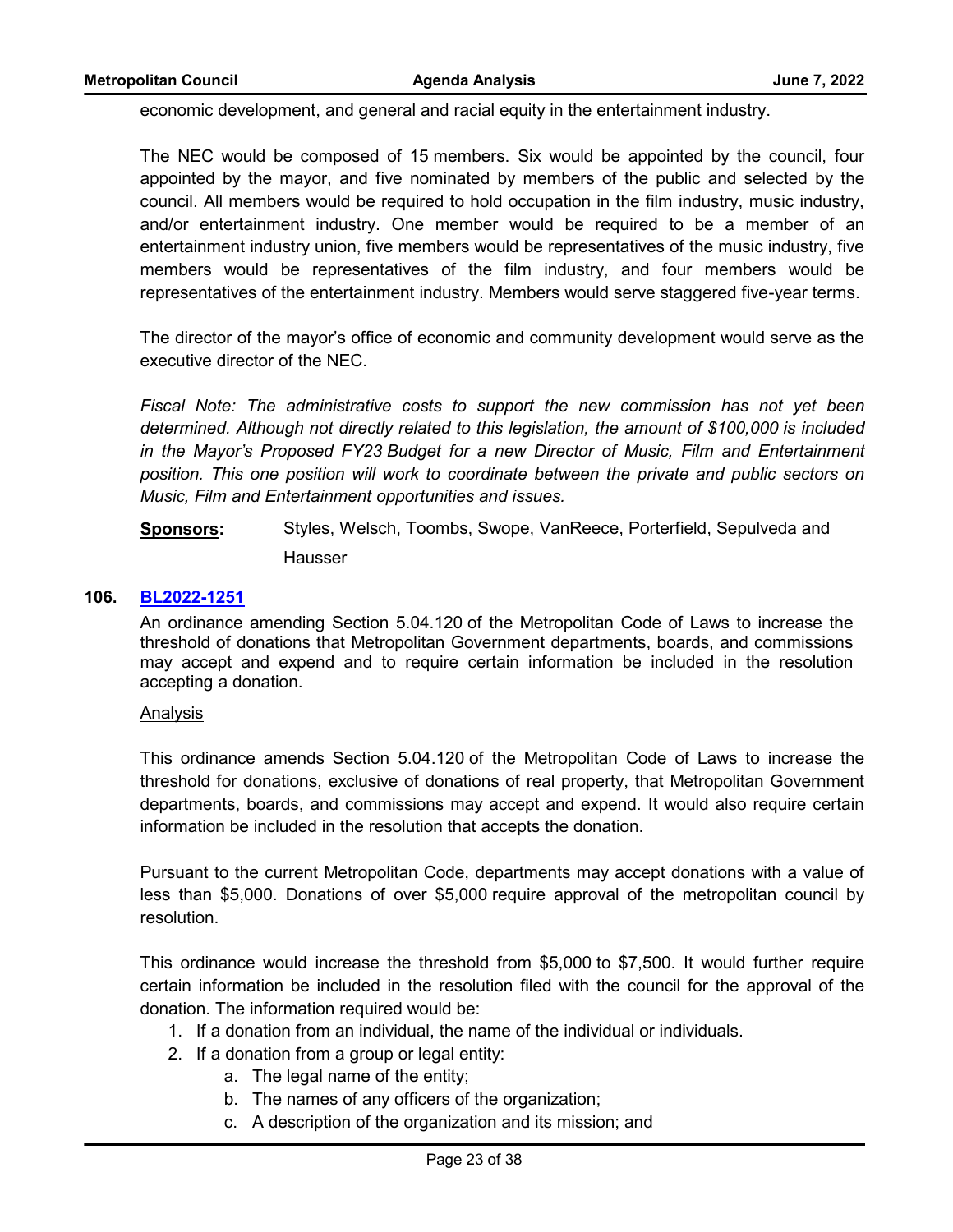economic development, and general and racial equity in the entertainment industry.

The NEC would be composed of 15 members. Six would be appointed by the council, four appointed by the mayor, and five nominated by members of the public and selected by the council. All members would be required to hold occupation in the film industry, music industry, and/or entertainment industry. One member would be required to be a member of an entertainment industry union, five members would be representatives of the music industry, five members would be representatives of the film industry, and four members would be representatives of the entertainment industry. Members would serve staggered five-year terms.

The director of the mayor's office of economic and community development would serve as the executive director of the NEC.

*Fiscal Note: The administrative costs to support the new commission has not yet been determined. Although not directly related to this legislation, the amount of $100,000 is included in the Mayor's Proposed FY23 Budget for a new Director of Music, Film and Entertainment position. This one position will work to coordinate between the private and public sectors on Music, Film and Entertainment opportunities and issues.*

**Sponsors:** Styles, Welsch, Toombs, Swope, VanReece, Porterfield, Sepulveda and Hausser

**106. BL2022-1251**

An ordinance amending Section 5.04.120 of the Metropolitan Code of Laws to increase the threshold of donations that Metropolitan Government departments, boards, and commissions may accept and expend and to require certain information be included in the resolution accepting a donation.

Analysis

This ordinance amends Section 5.04.120 of the Metropolitan Code of Laws to increase the threshold for donations, exclusive of donations of real property, that Metropolitan Government departments, boards, and commissions may accept and expend. It would also require certain information be included in the resolution that accepts the donation.

Pursuant to the current Metropolitan Code, departments may accept donations with a value of less than $5,000. Donations of over $5,000 require approval of the metropolitan council by resolution.

This ordinance would increase the threshold from $5,000 to $7,500. It would further require certain information be included in the resolution filed with the council for the approval of the donation. The information required would be:

1. If a donation from an individual, the name of the individual or individuals.
2. If a donation from a group or legal entity:
    a. The legal name of the entity;
    b. The names of any officers of the organization;
    c. A description of the organization and its mission; and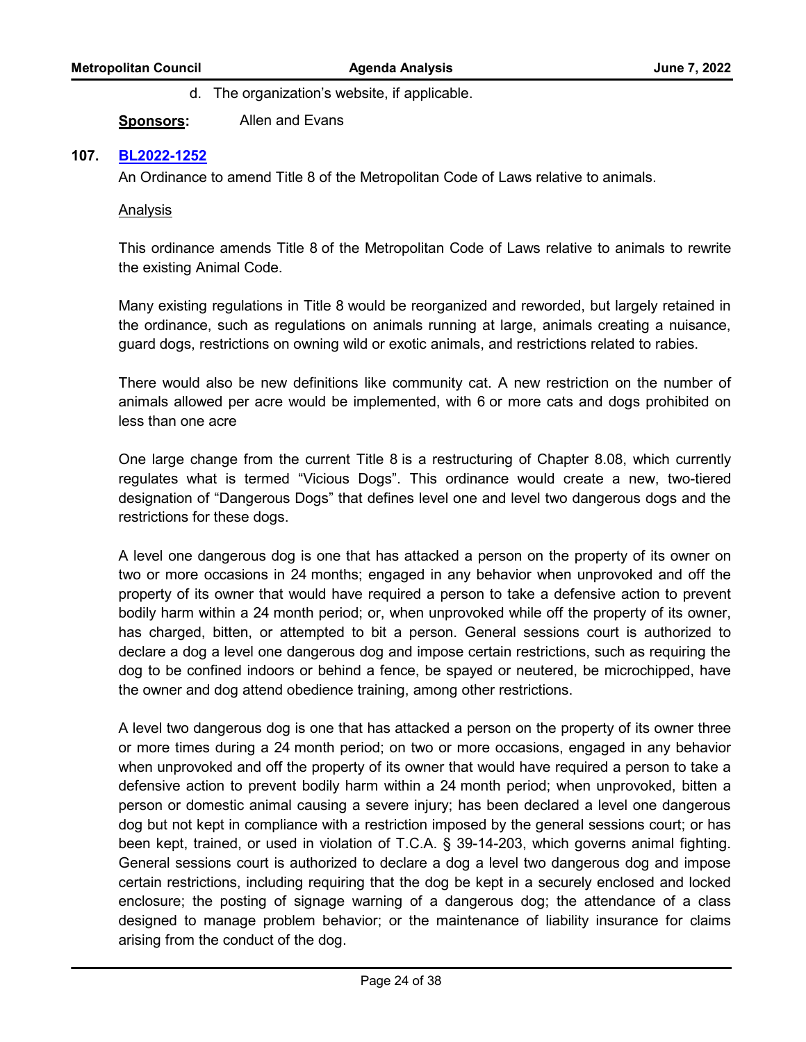d. The organization's website, if applicable.

**Sponsors:** Allen and Evans

**107. [BL2022-1252]**

An Ordinance to amend Title 8 of the Metropolitan Code of Laws relative to animals.

Analysis

This ordinance amends Title 8 of the Metropolitan Code of Laws relative to animals to rewrite the existing Animal Code.

Many existing regulations in Title 8 would be reorganized and reworded, but largely retained in the ordinance, such as regulations on animals running at large, animals creating a nuisance, guard dogs, restrictions on owning wild or exotic animals, and restrictions related to rabies.

There would also be new definitions like community cat. A new restriction on the number of animals allowed per acre would be implemented, with 6 or more cats and dogs prohibited on less than one acre

One large change from the current Title 8 is a restructuring of Chapter 8.08, which currently regulates what is termed "Vicious Dogs". This ordinance would create a new, two-tiered designation of "Dangerous Dogs" that defines level one and level two dangerous dogs and the restrictions for these dogs.

A level one dangerous dog is one that has attacked a person on the property of its owner on two or more occasions in 24 months; engaged in any behavior when unprovoked and off the property of its owner that would have required a person to take a defensive action to prevent bodily harm within a 24 month period; or, when unprovoked while off the property of its owner, has charged, bitten, or attempted to bit a person. General sessions court is authorized to declare a dog a level one dangerous dog and impose certain restrictions, such as requiring the dog to be confined indoors or behind a fence, be spayed or neutered, be microchipped, have the owner and dog attend obedience training, among other restrictions.

A level two dangerous dog is one that has attacked a person on the property of its owner three or more times during a 24 month period; on two or more occasions, engaged in any behavior when unprovoked and off the property of its owner that would have required a person to take a defensive action to prevent bodily harm within a 24 month period; when unprovoked, bitten a person or domestic animal causing a severe injury; has been declared a level one dangerous dog but not kept in compliance with a restriction imposed by the general sessions court; or has been kept, trained, or used in violation of T.C.A. § 39-14-203, which governs animal fighting. General sessions court is authorized to declare a dog a level two dangerous dog and impose certain restrictions, including requiring that the dog be kept in a securely enclosed and locked enclosure; the posting of signage warning of a dangerous dog; the attendance of a class designed to manage problem behavior; or the maintenance of liability insurance for claims arising from the conduct of the dog.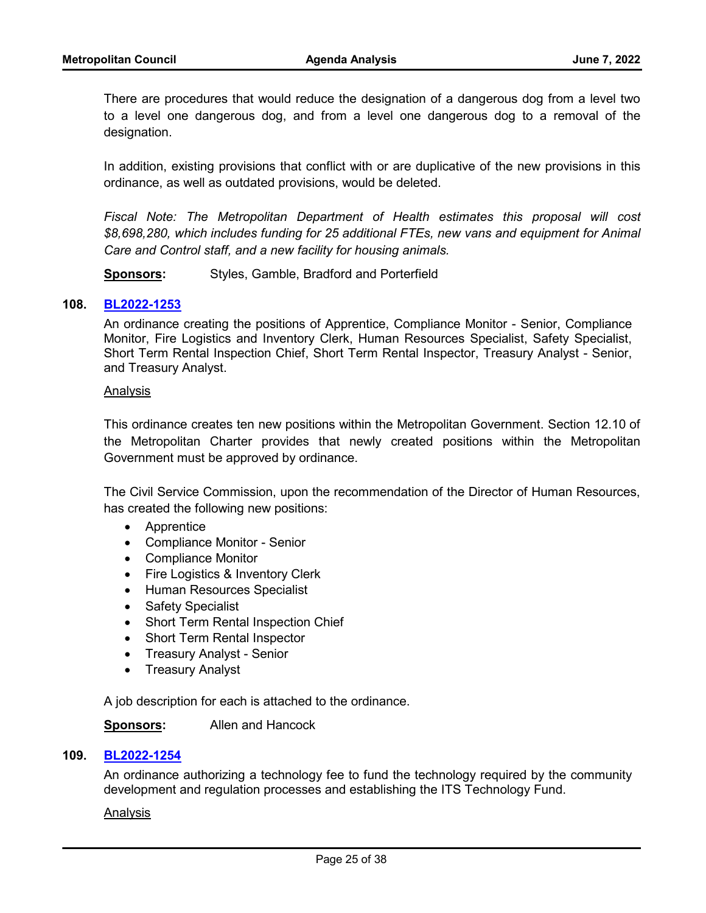There are procedures that would reduce the designation of a dangerous dog from a level two to a level one dangerous dog, and from a level one dangerous dog to a removal of the designation.

In addition, existing provisions that conflict with or are duplicative of the new provisions in this ordinance, as well as outdated provisions, would be deleted.

*Fiscal Note: The Metropolitan Department of Health estimates this proposal will cost $8,698,280, which includes funding for 25 additional FTEs, new vans and equipment for Animal Care and Control staff, and a new facility for housing animals.*

**Sponsors:** Styles, Gamble, Bradford and Porterfield

**108. BL2022-1253**

An ordinance creating the positions of Apprentice, Compliance Monitor - Senior, Compliance Monitor, Fire Logistics and Inventory Clerk, Human Resources Specialist, Safety Specialist, Short Term Rental Inspection Chief, Short Term Rental Inspector, Treasury Analyst - Senior, and Treasury Analyst.

Analysis

This ordinance creates ten new positions within the Metropolitan Government. Section 12.10 of the Metropolitan Charter provides that newly created positions within the Metropolitan Government must be approved by ordinance.

The Civil Service Commission, upon the recommendation of the Director of Human Resources, has created the following new positions:

- Apprentice
- Compliance Monitor - Senior
- Compliance Monitor
- Fire Logistics & Inventory Clerk
- Human Resources Specialist
- Safety Specialist
- Short Term Rental Inspection Chief
- Short Term Rental Inspector
- Treasury Analyst - Senior
- Treasury Analyst

A job description for each is attached to the ordinance.

**Sponsors:** Allen and Hancock

**109. BL2022-1254**

An ordinance authorizing a technology fee to fund the technology required by the community development and regulation processes and establishing the ITS Technology Fund.

Analysis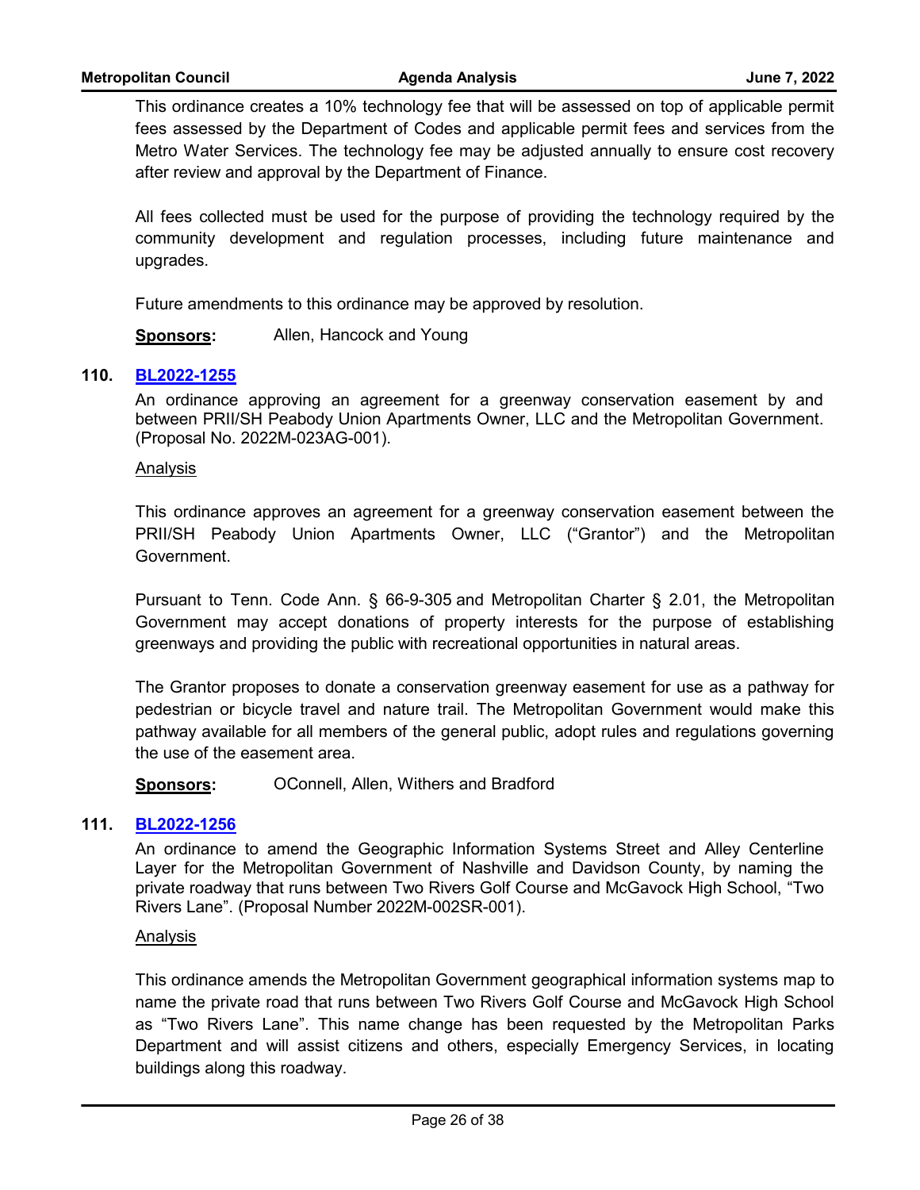This ordinance creates a 10% technology fee that will be assessed on top of applicable permit fees assessed by the Department of Codes and applicable permit fees and services from the Metro Water Services. The technology fee may be adjusted annually to ensure cost recovery after review and approval by the Department of Finance.

All fees collected must be used for the purpose of providing the technology required by the community development and regulation processes, including future maintenance and upgrades.

Future amendments to this ordinance may be approved by resolution.

**Sponsors:** Allen, Hancock and Young

**110. BL2022-1255**

An ordinance approving an agreement for a greenway conservation easement by and between PRII/SH Peabody Union Apartments Owner, LLC and the Metropolitan Government. (Proposal No. 2022M-023AG-001).

Analysis

This ordinance approves an agreement for a greenway conservation easement between the PRII/SH Peabody Union Apartments Owner, LLC ("Grantor") and the Metropolitan Government.

Pursuant to Tenn. Code Ann. § 66-9-305 and Metropolitan Charter § 2.01, the Metropolitan Government may accept donations of property interests for the purpose of establishing greenways and providing the public with recreational opportunities in natural areas.

The Grantor proposes to donate a conservation greenway easement for use as a pathway for pedestrian or bicycle travel and nature trail. The Metropolitan Government would make this pathway available for all members of the general public, adopt rules and regulations governing the use of the easement area.

**Sponsors:** OConnell, Allen, Withers and Bradford

**111. BL2022-1256**

An ordinance to amend the Geographic Information Systems Street and Alley Centerline Layer for the Metropolitan Government of Nashville and Davidson County, by naming the private roadway that runs between Two Rivers Golf Course and McGavock High School, "Two Rivers Lane". (Proposal Number 2022M-002SR-001).

Analysis

This ordinance amends the Metropolitan Government geographical information systems map to name the private road that runs between Two Rivers Golf Course and McGavock High School as "Two Rivers Lane". This name change has been requested by the Metropolitan Parks Department and will assist citizens and others, especially Emergency Services, in locating buildings along this roadway.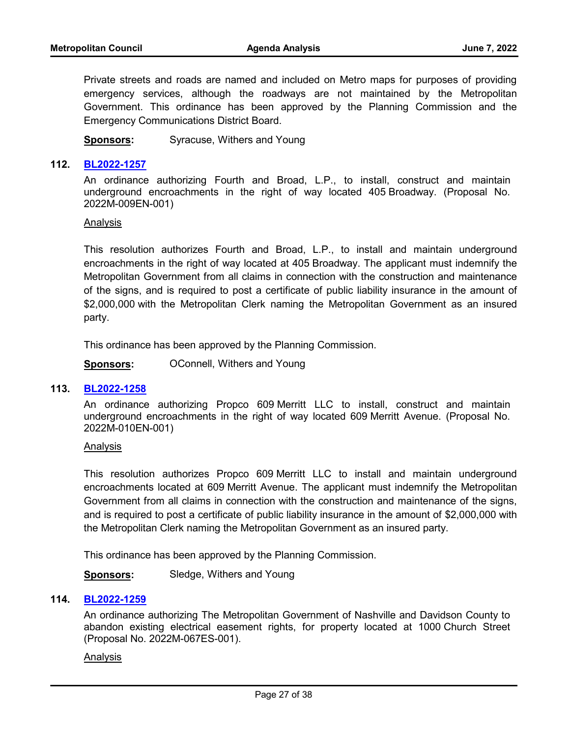Private streets and roads are named and included on Metro maps for purposes of providing emergency services, although the roadways are not maintained by the Metropolitan Government. This ordinance has been approved by the Planning Commission and the Emergency Communications District Board.

**Sponsors:** Syracuse, Withers and Young

**112. BL2022-1257**

An ordinance authorizing Fourth and Broad, L.P., to install, construct and maintain underground encroachments in the right of way located 405 Broadway. (Proposal No. 2022M-009EN-001)

Analysis

This resolution authorizes Fourth and Broad, L.P., to install and maintain underground encroachments in the right of way located at 405 Broadway. The applicant must indemnify the Metropolitan Government from all claims in connection with the construction and maintenance of the signs, and is required to post a certificate of public liability insurance in the amount of $2,000,000 with the Metropolitan Clerk naming the Metropolitan Government as an insured party.

This ordinance has been approved by the Planning Commission.

**Sponsors:** OConnell, Withers and Young

**113. BL2022-1258**

An ordinance authorizing Propco 609 Merritt LLC to install, construct and maintain underground encroachments in the right of way located 609 Merritt Avenue. (Proposal No. 2022M-010EN-001)

Analysis

This resolution authorizes Propco 609 Merritt LLC to install and maintain underground encroachments located at 609 Merritt Avenue. The applicant must indemnify the Metropolitan Government from all claims in connection with the construction and maintenance of the signs, and is required to post a certificate of public liability insurance in the amount of $2,000,000 with the Metropolitan Clerk naming the Metropolitan Government as an insured party.

This ordinance has been approved by the Planning Commission.

**Sponsors:** Sledge, Withers and Young

**114. BL2022-1259**

An ordinance authorizing The Metropolitan Government of Nashville and Davidson County to abandon existing electrical easement rights, for property located at 1000 Church Street (Proposal No. 2022M-067ES-001).

Analysis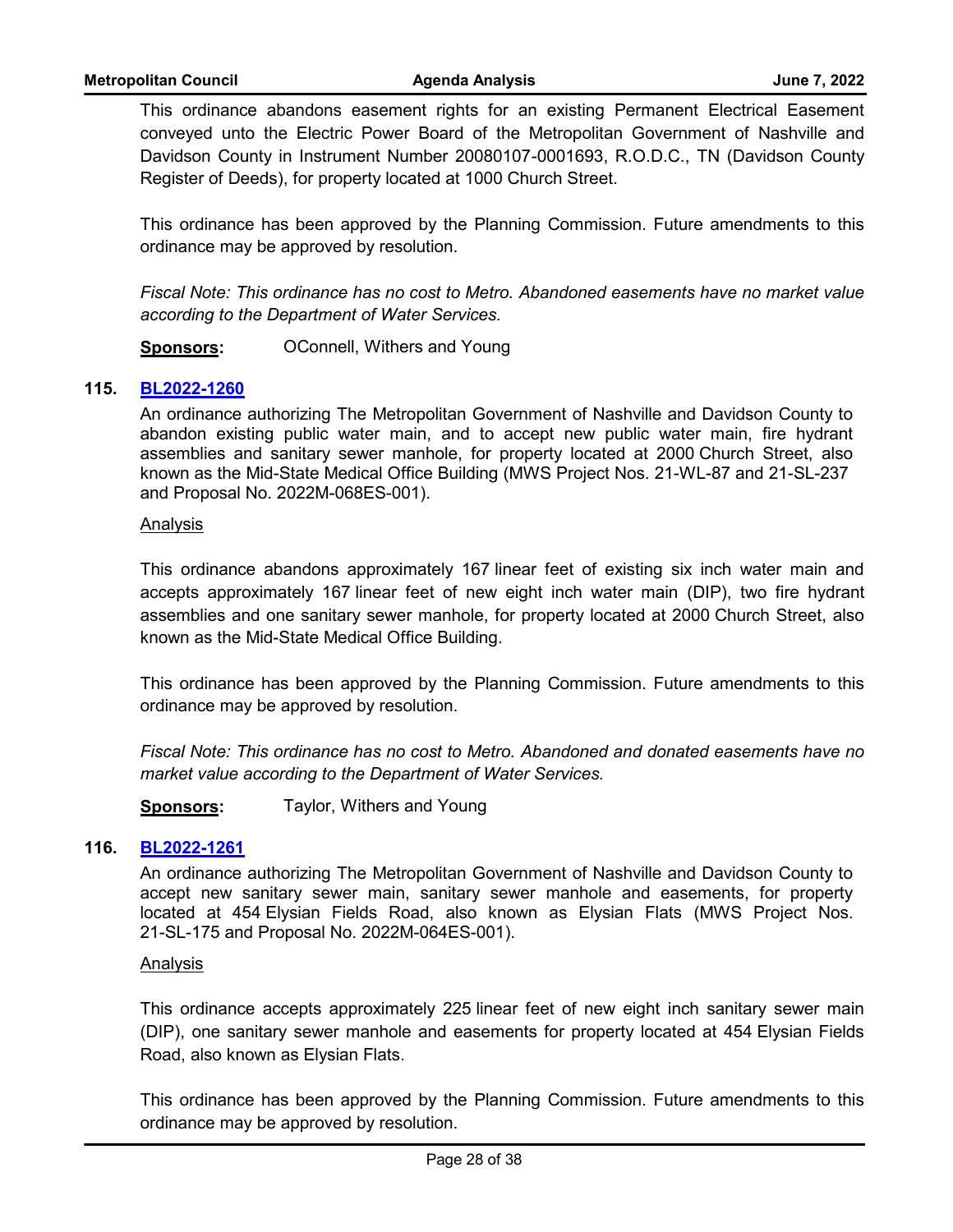This ordinance abandons easement rights for an existing Permanent Electrical Easement conveyed unto the Electric Power Board of the Metropolitan Government of Nashville and Davidson County in Instrument Number 20080107-0001693, R.O.D.C., TN (Davidson County Register of Deeds), for property located at 1000 Church Street.

This ordinance has been approved by the Planning Commission. Future amendments to this ordinance may be approved by resolution.

*Fiscal Note: This ordinance has no cost to Metro. Abandoned easements have no market value according to the Department of Water Services.*

**Sponsors:** OConnell, Withers and Young

**115. BL2022-1260**

An ordinance authorizing The Metropolitan Government of Nashville and Davidson County to abandon existing public water main, and to accept new public water main, fire hydrant assemblies and sanitary sewer manhole, for property located at 2000 Church Street, also known as the Mid-State Medical Office Building (MWS Project Nos. 21-WL-87 and 21-SL-237 and Proposal No. 2022M-068ES-001).

Analysis

This ordinance abandons approximately 167 linear feet of existing six inch water main and accepts approximately 167 linear feet of new eight inch water main (DIP), two fire hydrant assemblies and one sanitary sewer manhole, for property located at 2000 Church Street, also known as the Mid-State Medical Office Building.

This ordinance has been approved by the Planning Commission. Future amendments to this ordinance may be approved by resolution.

*Fiscal Note: This ordinance has no cost to Metro. Abandoned and donated easements have no market value according to the Department of Water Services.*

**Sponsors:** Taylor, Withers and Young

**116. BL2022-1261**

An ordinance authorizing The Metropolitan Government of Nashville and Davidson County to accept new sanitary sewer main, sanitary sewer manhole and easements, for property located at 454 Elysian Fields Road, also known as Elysian Flats (MWS Project Nos. 21-SL-175 and Proposal No. 2022M-064ES-001).

Analysis

This ordinance accepts approximately 225 linear feet of new eight inch sanitary sewer main (DIP), one sanitary sewer manhole and easements for property located at 454 Elysian Fields Road, also known as Elysian Flats.

This ordinance has been approved by the Planning Commission. Future amendments to this ordinance may be approved by resolution.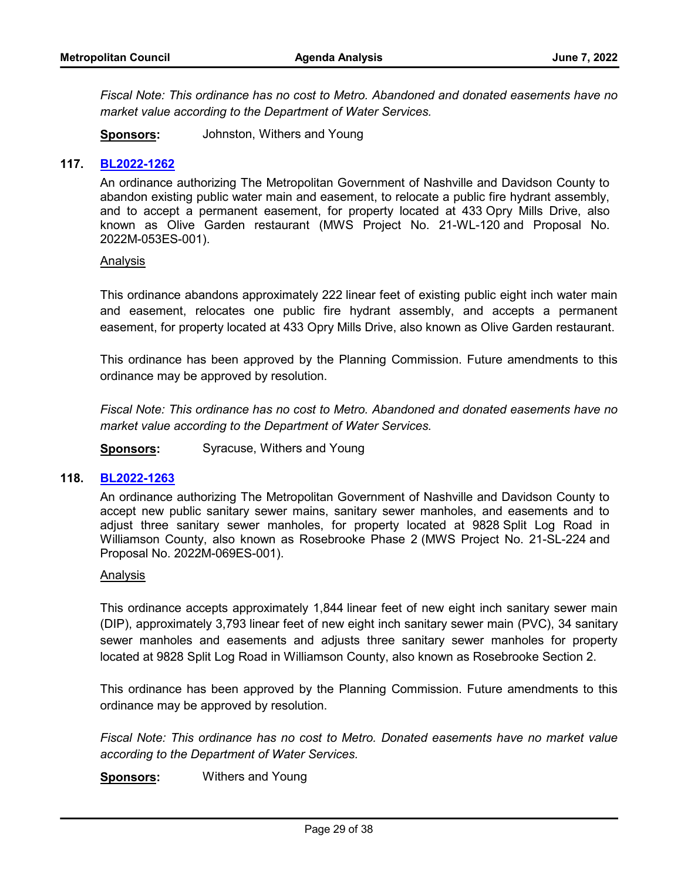*Fiscal Note: This ordinance has no cost to Metro. Abandoned and donated easements have no market value according to the Department of Water Services.*

**Sponsors:** Johnston, Withers and Young

### 117. BL2022-1262

An ordinance authorizing The Metropolitan Government of Nashville and Davidson County to abandon existing public water main and easement, to relocate a public fire hydrant assembly, and to accept a permanent easement, for property located at 433 Opry Mills Drive, also known as Olive Garden restaurant (MWS Project No. 21-WL-120 and Proposal No. 2022M-053ES-001).

Analysis

This ordinance abandons approximately 222 linear feet of existing public eight inch water main and easement, relocates one public fire hydrant assembly, and accepts a permanent easement, for property located at 433 Opry Mills Drive, also known as Olive Garden restaurant.

This ordinance has been approved by the Planning Commission. Future amendments to this ordinance may be approved by resolution.

*Fiscal Note: This ordinance has no cost to Metro. Abandoned and donated easements have no market value according to the Department of Water Services.*

**Sponsors:** Syracuse, Withers and Young

### 118. BL2022-1263

An ordinance authorizing The Metropolitan Government of Nashville and Davidson County to accept new public sanitary sewer mains, sanitary sewer manholes, and easements and to adjust three sanitary sewer manholes, for property located at 9828 Split Log Road in Williamson County, also known as Rosebrooke Phase 2 (MWS Project No. 21-SL-224 and Proposal No. 2022M-069ES-001).

Analysis

This ordinance accepts approximately 1,844 linear feet of new eight inch sanitary sewer main (DIP), approximately 3,793 linear feet of new eight inch sanitary sewer main (PVC), 34 sanitary sewer manholes and easements and adjusts three sanitary sewer manholes for property located at 9828 Split Log Road in Williamson County, also known as Rosebrooke Section 2.

This ordinance has been approved by the Planning Commission. Future amendments to this ordinance may be approved by resolution.

*Fiscal Note: This ordinance has no cost to Metro. Donated easements have no market value according to the Department of Water Services.*

**Sponsors:** Withers and Young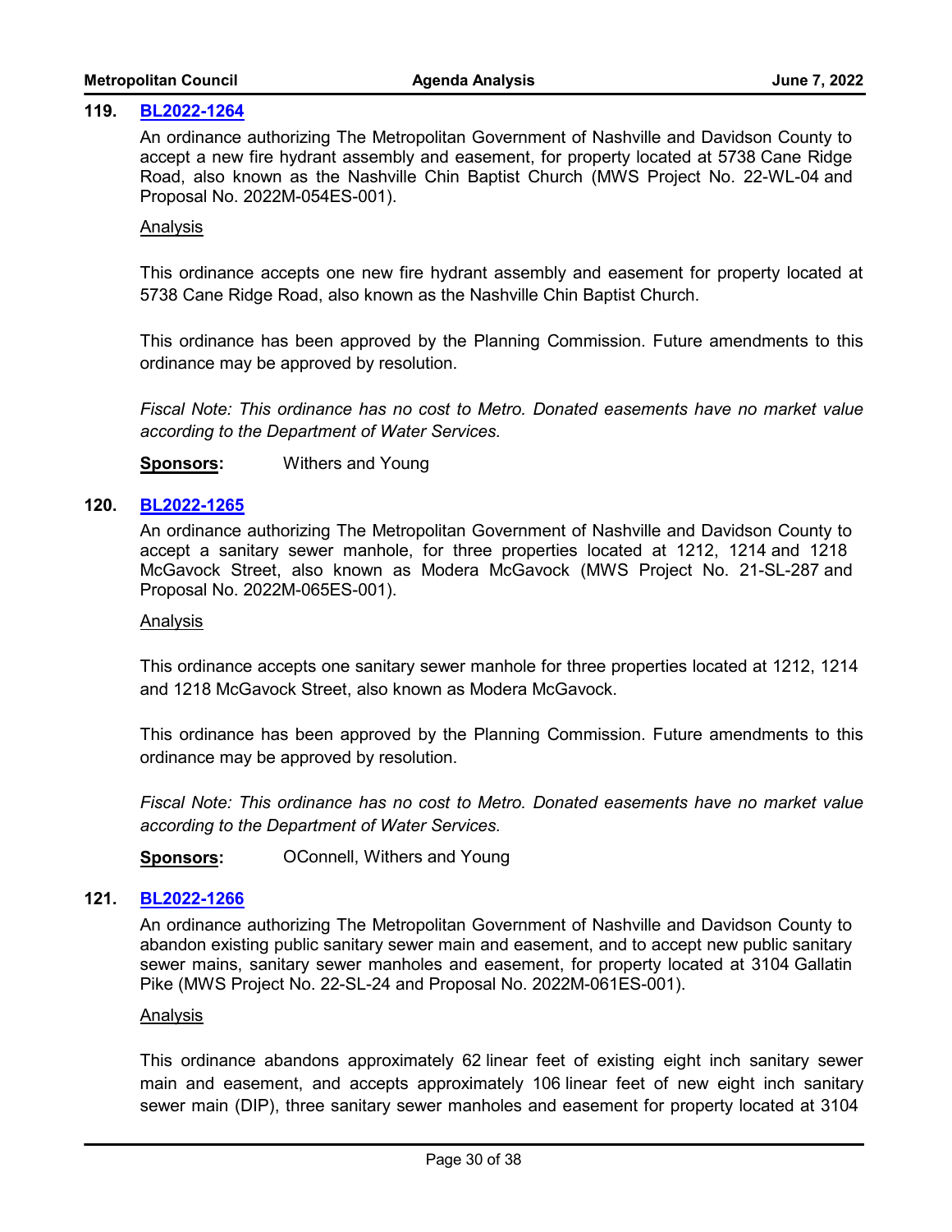**119. BL2022-1264**

An ordinance authorizing The Metropolitan Government of Nashville and Davidson County to accept a new fire hydrant assembly and easement, for property located at 5738 Cane Ridge Road, also known as the Nashville Chin Baptist Church (MWS Project No. 22-WL-04 and Proposal No. 2022M-054ES-001).

Analysis

This ordinance accepts one new fire hydrant assembly and easement for property located at 5738 Cane Ridge Road, also known as the Nashville Chin Baptist Church.

This ordinance has been approved by the Planning Commission. Future amendments to this ordinance may be approved by resolution.

*Fiscal Note: This ordinance has no cost to Metro. Donated easements have no market value according to the Department of Water Services.*

**Sponsors:** Withers and Young

**120. BL2022-1265**

An ordinance authorizing The Metropolitan Government of Nashville and Davidson County to accept a sanitary sewer manhole, for three properties located at 1212, 1214 and 1218 McGavock Street, also known as Modera McGavock (MWS Project No. 21-SL-287 and Proposal No. 2022M-065ES-001).

Analysis

This ordinance accepts one sanitary sewer manhole for three properties located at 1212, 1214 and 1218 McGavock Street, also known as Modera McGavock.

This ordinance has been approved by the Planning Commission. Future amendments to this ordinance may be approved by resolution.

*Fiscal Note: This ordinance has no cost to Metro. Donated easements have no market value according to the Department of Water Services.*

**Sponsors:** OConnell, Withers and Young

**121. BL2022-1266**

An ordinance authorizing The Metropolitan Government of Nashville and Davidson County to abandon existing public sanitary sewer main and easement, and to accept new public sanitary sewer mains, sanitary sewer manholes and easement, for property located at 3104 Gallatin Pike (MWS Project No. 22-SL-24 and Proposal No. 2022M-061ES-001).

Analysis

This ordinance abandons approximately 62 linear feet of existing eight inch sanitary sewer main and easement, and accepts approximately 106 linear feet of new eight inch sanitary sewer main (DIP), three sanitary sewer manholes and easement for property located at 3104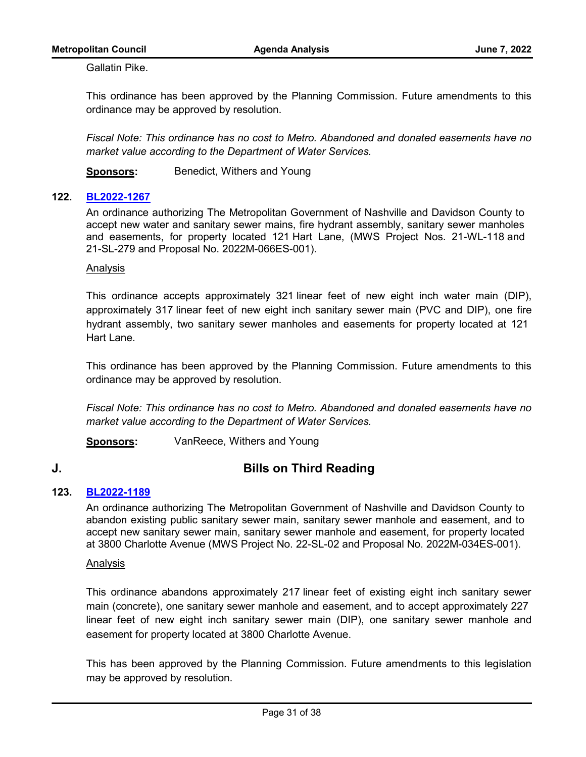Gallatin Pike.

This ordinance has been approved by the Planning Commission. Future amendments to this ordinance may be approved by resolution.

*Fiscal Note: This ordinance has no cost to Metro. Abandoned and donated easements have no market value according to the Department of Water Services.*

**Sponsors:** Benedict, Withers and Young

**122. BL2022-1267**

An ordinance authorizing The Metropolitan Government of Nashville and Davidson County to accept new water and sanitary sewer mains, fire hydrant assembly, sanitary sewer manholes and easements, for property located 121 Hart Lane, (MWS Project Nos. 21-WL-118 and 21-SL-279 and Proposal No. 2022M-066ES-001).

Analysis

This ordinance accepts approximately 321 linear feet of new eight inch water main (DIP), approximately 317 linear feet of new eight inch sanitary sewer main (PVC and DIP), one fire hydrant assembly, two sanitary sewer manholes and easements for property located at 121 Hart Lane.

This ordinance has been approved by the Planning Commission. Future amendments to this ordinance may be approved by resolution.

*Fiscal Note: This ordinance has no cost to Metro. Abandoned and donated easements have no market value according to the Department of Water Services.*

**Sponsors:** VanReece, Withers and Young

## J. Bills on Third Reading

**123. BL2022-1189**

An ordinance authorizing The Metropolitan Government of Nashville and Davidson County to abandon existing public sanitary sewer main, sanitary sewer manhole and easement, and to accept new sanitary sewer main, sanitary sewer manhole and easement, for property located at 3800 Charlotte Avenue (MWS Project No. 22-SL-02 and Proposal No. 2022M-034ES-001).

Analysis

This ordinance abandons approximately 217 linear feet of existing eight inch sanitary sewer main (concrete), one sanitary sewer manhole and easement, and to accept approximately 227 linear feet of new eight inch sanitary sewer main (DIP), one sanitary sewer manhole and easement for property located at 3800 Charlotte Avenue.

This has been approved by the Planning Commission. Future amendments to this legislation may be approved by resolution.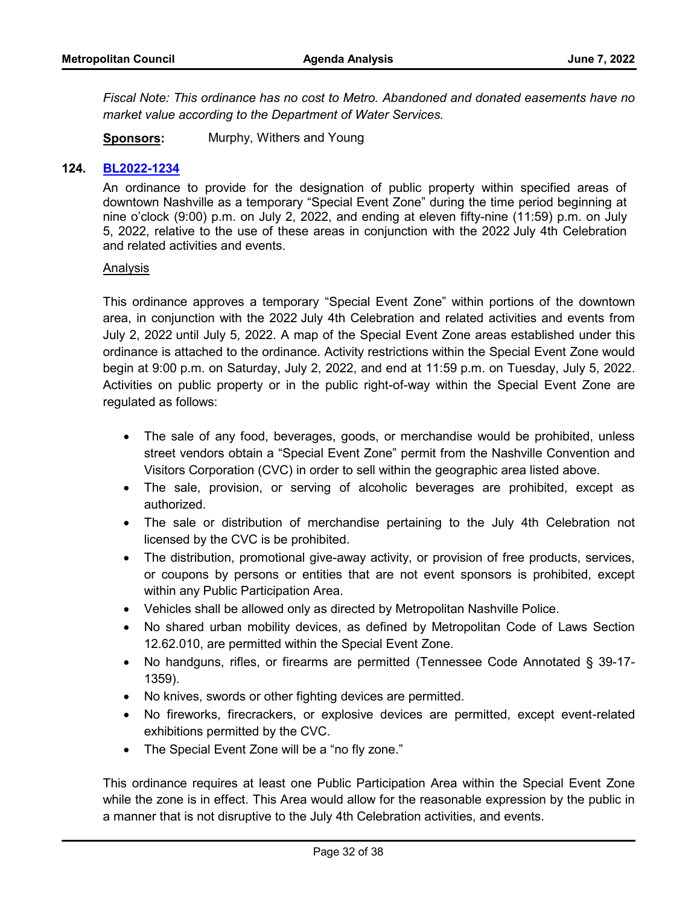*Fiscal Note: This ordinance has no cost to Metro. Abandoned and donated easements have no market value according to the Department of Water Services.*

**Sponsors:** Murphy, Withers and Young

### 124. BL2022-1234

An ordinance to provide for the designation of public property within specified areas of downtown Nashville as a temporary "Special Event Zone" during the time period beginning at nine o'clock (9:00) p.m. on July 2, 2022, and ending at eleven fifty-nine (11:59) p.m. on July 5, 2022, relative to the use of these areas in conjunction with the 2022 July 4th Celebration and related activities and events.

Analysis

This ordinance approves a temporary "Special Event Zone" within portions of the downtown area, in conjunction with the 2022 July 4th Celebration and related activities and events from July 2, 2022 until July 5, 2022. A map of the Special Event Zone areas established under this ordinance is attached to the ordinance. Activity restrictions within the Special Event Zone would begin at 9:00 p.m. on Saturday, July 2, 2022, and end at 11:59 p.m. on Tuesday, July 5, 2022. Activities on public property or in the public right-of-way within the Special Event Zone are regulated as follows:

- The sale of any food, beverages, goods, or merchandise would be prohibited, unless street vendors obtain a "Special Event Zone" permit from the Nashville Convention and Visitors Corporation (CVC) in order to sell within the geographic area listed above.
- The sale, provision, or serving of alcoholic beverages are prohibited, except as authorized.
- The sale or distribution of merchandise pertaining to the July 4th Celebration not licensed by the CVC is be prohibited.
- The distribution, promotional give-away activity, or provision of free products, services, or coupons by persons or entities that are not event sponsors is prohibited, except within any Public Participation Area.
- Vehicles shall be allowed only as directed by Metropolitan Nashville Police.
- No shared urban mobility devices, as defined by Metropolitan Code of Laws Section 12.62.010, are permitted within the Special Event Zone.
- No handguns, rifles, or firearms are permitted (Tennessee Code Annotated § 39-17-1359).
- No knives, swords or other fighting devices are permitted.
- No fireworks, firecrackers, or explosive devices are permitted, except event-related exhibitions permitted by the CVC.
- The Special Event Zone will be a "no fly zone."

This ordinance requires at least one Public Participation Area within the Special Event Zone while the zone is in effect. This Area would allow for the reasonable expression by the public in a manner that is not disruptive to the July 4th Celebration activities, and events.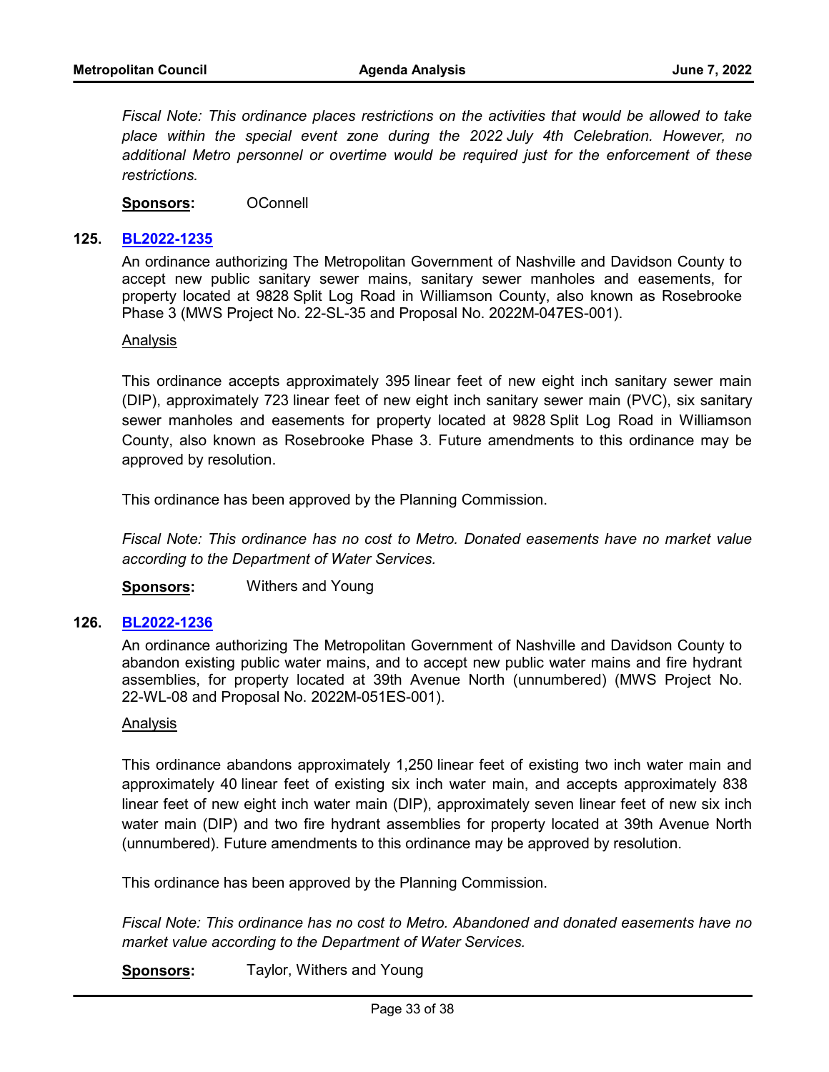*Fiscal Note: This ordinance places restrictions on the activities that would be allowed to take place within the special event zone during the 2022 July 4th Celebration. However, no additional Metro personnel or overtime would be required just for the enforcement of these restrictions.*

**Sponsors:** OConnell

**125. BL2022-1235**

An ordinance authorizing The Metropolitan Government of Nashville and Davidson County to accept new public sanitary sewer mains, sanitary sewer manholes and easements, for property located at 9828 Split Log Road in Williamson County, also known as Rosebrooke Phase 3 (MWS Project No. 22-SL-35 and Proposal No. 2022M-047ES-001).

Analysis

This ordinance accepts approximately 395 linear feet of new eight inch sanitary sewer main (DIP), approximately 723 linear feet of new eight inch sanitary sewer main (PVC), six sanitary sewer manholes and easements for property located at 9828 Split Log Road in Williamson County, also known as Rosebrooke Phase 3. Future amendments to this ordinance may be approved by resolution.

This ordinance has been approved by the Planning Commission.

*Fiscal Note: This ordinance has no cost to Metro. Donated easements have no market value according to the Department of Water Services.*

**Sponsors:** Withers and Young

**126. BL2022-1236**

An ordinance authorizing The Metropolitan Government of Nashville and Davidson County to abandon existing public water mains, and to accept new public water mains and fire hydrant assemblies, for property located at 39th Avenue North (unnumbered) (MWS Project No. 22-WL-08 and Proposal No. 2022M-051ES-001).

Analysis

This ordinance abandons approximately 1,250 linear feet of existing two inch water main and approximately 40 linear feet of existing six inch water main, and accepts approximately 838 linear feet of new eight inch water main (DIP), approximately seven linear feet of new six inch water main (DIP) and two fire hydrant assemblies for property located at 39th Avenue North (unnumbered). Future amendments to this ordinance may be approved by resolution.

This ordinance has been approved by the Planning Commission.

*Fiscal Note: This ordinance has no cost to Metro. Abandoned and donated easements have no market value according to the Department of Water Services.*

**Sponsors:** Taylor, Withers and Young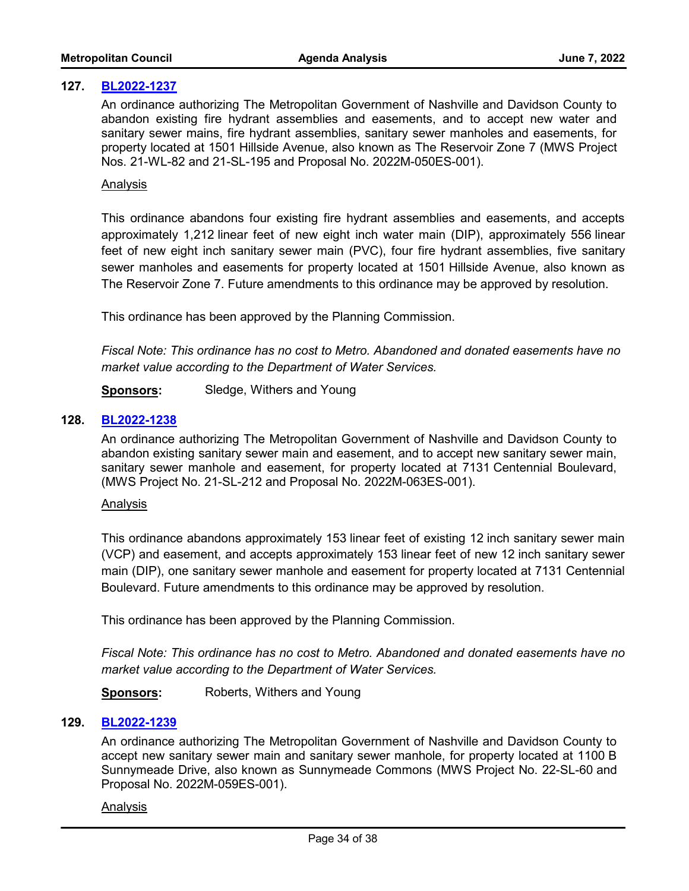**127. BL2022-1237**

An ordinance authorizing The Metropolitan Government of Nashville and Davidson County to abandon existing fire hydrant assemblies and easements, and to accept new water and sanitary sewer mains, fire hydrant assemblies, sanitary sewer manholes and easements, for property located at 1501 Hillside Avenue, also known as The Reservoir Zone 7 (MWS Project Nos. 21-WL-82 and 21-SL-195 and Proposal No. 2022M-050ES-001).

Analysis

This ordinance abandons four existing fire hydrant assemblies and easements, and accepts approximately 1,212 linear feet of new eight inch water main (DIP), approximately 556 linear feet of new eight inch sanitary sewer main (PVC), four fire hydrant assemblies, five sanitary sewer manholes and easements for property located at 1501 Hillside Avenue, also known as The Reservoir Zone 7. Future amendments to this ordinance may be approved by resolution.

This ordinance has been approved by the Planning Commission.

*Fiscal Note: This ordinance has no cost to Metro. Abandoned and donated easements have no market value according to the Department of Water Services.*

**Sponsors:** Sledge, Withers and Young

**128. BL2022-1238**

An ordinance authorizing The Metropolitan Government of Nashville and Davidson County to abandon existing sanitary sewer main and easement, and to accept new sanitary sewer main, sanitary sewer manhole and easement, for property located at 7131 Centennial Boulevard, (MWS Project No. 21-SL-212 and Proposal No. 2022M-063ES-001).

Analysis

This ordinance abandons approximately 153 linear feet of existing 12 inch sanitary sewer main (VCP) and easement, and accepts approximately 153 linear feet of new 12 inch sanitary sewer main (DIP), one sanitary sewer manhole and easement for property located at 7131 Centennial Boulevard. Future amendments to this ordinance may be approved by resolution.

This ordinance has been approved by the Planning Commission.

*Fiscal Note: This ordinance has no cost to Metro. Abandoned and donated easements have no market value according to the Department of Water Services.*

**Sponsors:** Roberts, Withers and Young

**129. BL2022-1239**

An ordinance authorizing The Metropolitan Government of Nashville and Davidson County to accept new sanitary sewer main and sanitary sewer manhole, for property located at 1100 B Sunnymeade Drive, also known as Sunnymeade Commons (MWS Project No. 22-SL-60 and Proposal No. 2022M-059ES-001).

Analysis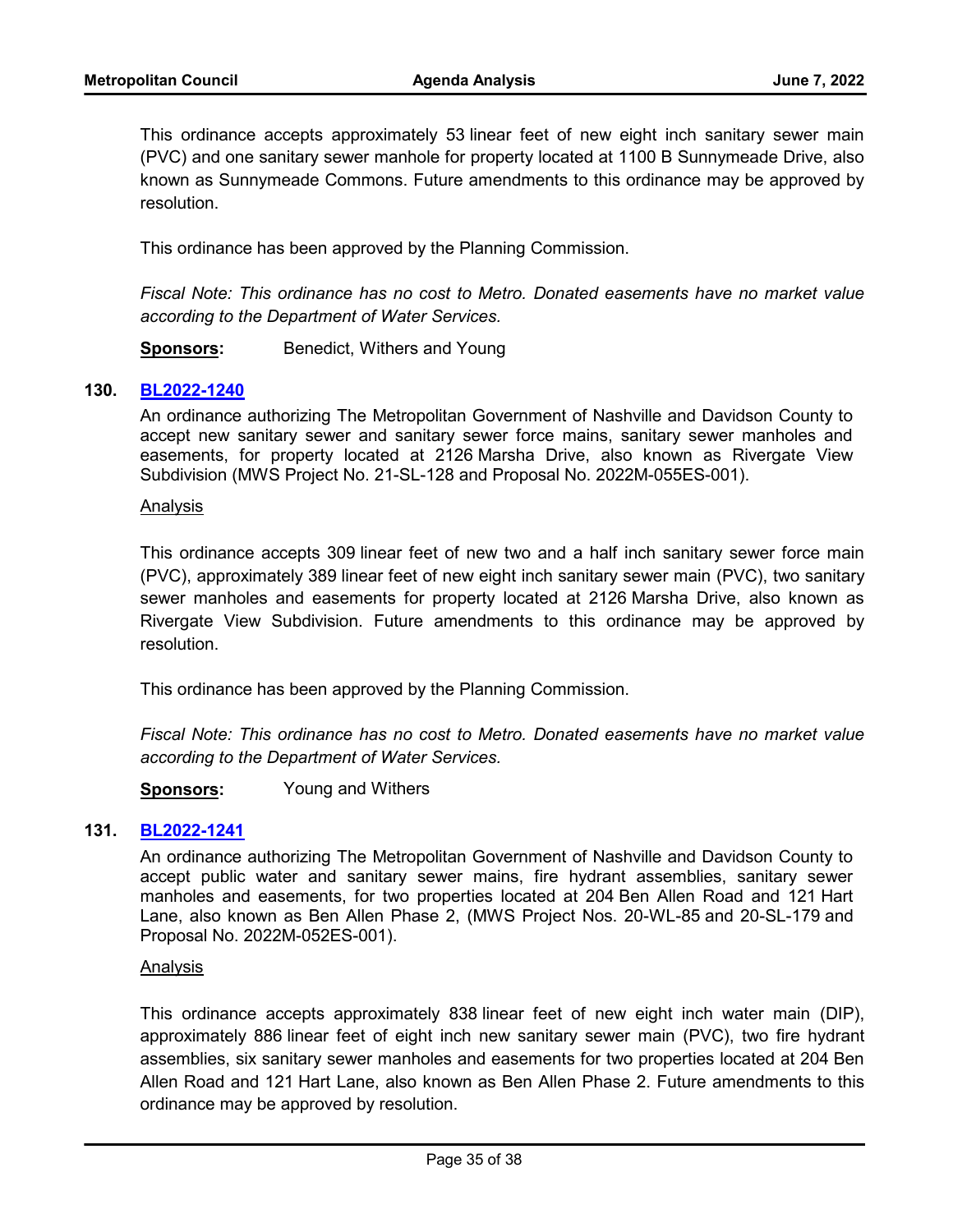This ordinance accepts approximately 53 linear feet of new eight inch sanitary sewer main (PVC) and one sanitary sewer manhole for property located at 1100 B Sunnymeade Drive, also known as Sunnymeade Commons. Future amendments to this ordinance may be approved by resolution.

This ordinance has been approved by the Planning Commission.

*Fiscal Note: This ordinance has no cost to Metro. Donated easements have no market value according to the Department of Water Services.*

**Sponsors:** Benedict, Withers and Young

**130. BL2022-1240**

An ordinance authorizing The Metropolitan Government of Nashville and Davidson County to accept new sanitary sewer and sanitary sewer force mains, sanitary sewer manholes and easements, for property located at 2126 Marsha Drive, also known as Rivergate View Subdivision (MWS Project No. 21-SL-128 and Proposal No. 2022M-055ES-001).

Analysis

This ordinance accepts 309 linear feet of new two and a half inch sanitary sewer force main (PVC), approximately 389 linear feet of new eight inch sanitary sewer main (PVC), two sanitary sewer manholes and easements for property located at 2126 Marsha Drive, also known as Rivergate View Subdivision. Future amendments to this ordinance may be approved by resolution.

This ordinance has been approved by the Planning Commission.

*Fiscal Note: This ordinance has no cost to Metro. Donated easements have no market value according to the Department of Water Services.*

**Sponsors:** Young and Withers

**131. BL2022-1241**

An ordinance authorizing The Metropolitan Government of Nashville and Davidson County to accept public water and sanitary sewer mains, fire hydrant assemblies, sanitary sewer manholes and easements, for two properties located at 204 Ben Allen Road and 121 Hart Lane, also known as Ben Allen Phase 2, (MWS Project Nos. 20-WL-85 and 20-SL-179 and Proposal No. 2022M-052ES-001).

Analysis

This ordinance accepts approximately 838 linear feet of new eight inch water main (DIP), approximately 886 linear feet of eight inch new sanitary sewer main (PVC), two fire hydrant assemblies, six sanitary sewer manholes and easements for two properties located at 204 Ben Allen Road and 121 Hart Lane, also known as Ben Allen Phase 2. Future amendments to this ordinance may be approved by resolution.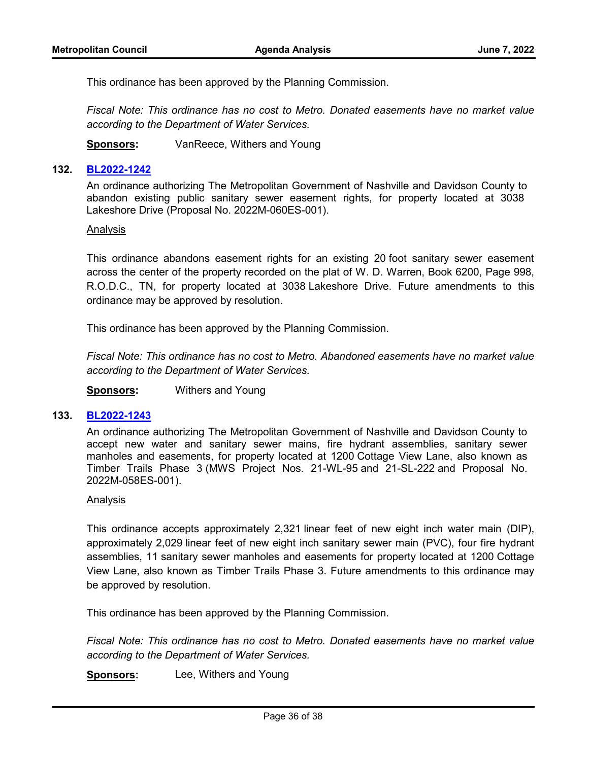This ordinance has been approved by the Planning Commission.

*Fiscal Note: This ordinance has no cost to Metro. Donated easements have no market value according to the Department of Water Services.*

**Sponsors:** VanReece, Withers and Young

**132. [BL2022-1242]**

An ordinance authorizing The Metropolitan Government of Nashville and Davidson County to abandon existing public sanitary sewer easement rights, for property located at 3038 Lakeshore Drive (Proposal No. 2022M-060ES-001).

Analysis

This ordinance abandons easement rights for an existing 20 foot sanitary sewer easement across the center of the property recorded on the plat of W. D. Warren, Book 6200, Page 998, R.O.D.C., TN, for property located at 3038 Lakeshore Drive. Future amendments to this ordinance may be approved by resolution.

This ordinance has been approved by the Planning Commission.

*Fiscal Note: This ordinance has no cost to Metro. Abandoned easements have no market value according to the Department of Water Services.*

**Sponsors:** Withers and Young

**133. [BL2022-1243]**

An ordinance authorizing The Metropolitan Government of Nashville and Davidson County to accept new water and sanitary sewer mains, fire hydrant assemblies, sanitary sewer manholes and easements, for property located at 1200 Cottage View Lane, also known as Timber Trails Phase 3 (MWS Project Nos. 21-WL-95 and 21-SL-222 and Proposal No. 2022M-058ES-001).

Analysis

This ordinance accepts approximately 2,321 linear feet of new eight inch water main (DIP), approximately 2,029 linear feet of new eight inch sanitary sewer main (PVC), four fire hydrant assemblies, 11 sanitary sewer manholes and easements for property located at 1200 Cottage View Lane, also known as Timber Trails Phase 3. Future amendments to this ordinance may be approved by resolution.

This ordinance has been approved by the Planning Commission.

*Fiscal Note: This ordinance has no cost to Metro. Donated easements have no market value according to the Department of Water Services.*

**Sponsors:** Lee, Withers and Young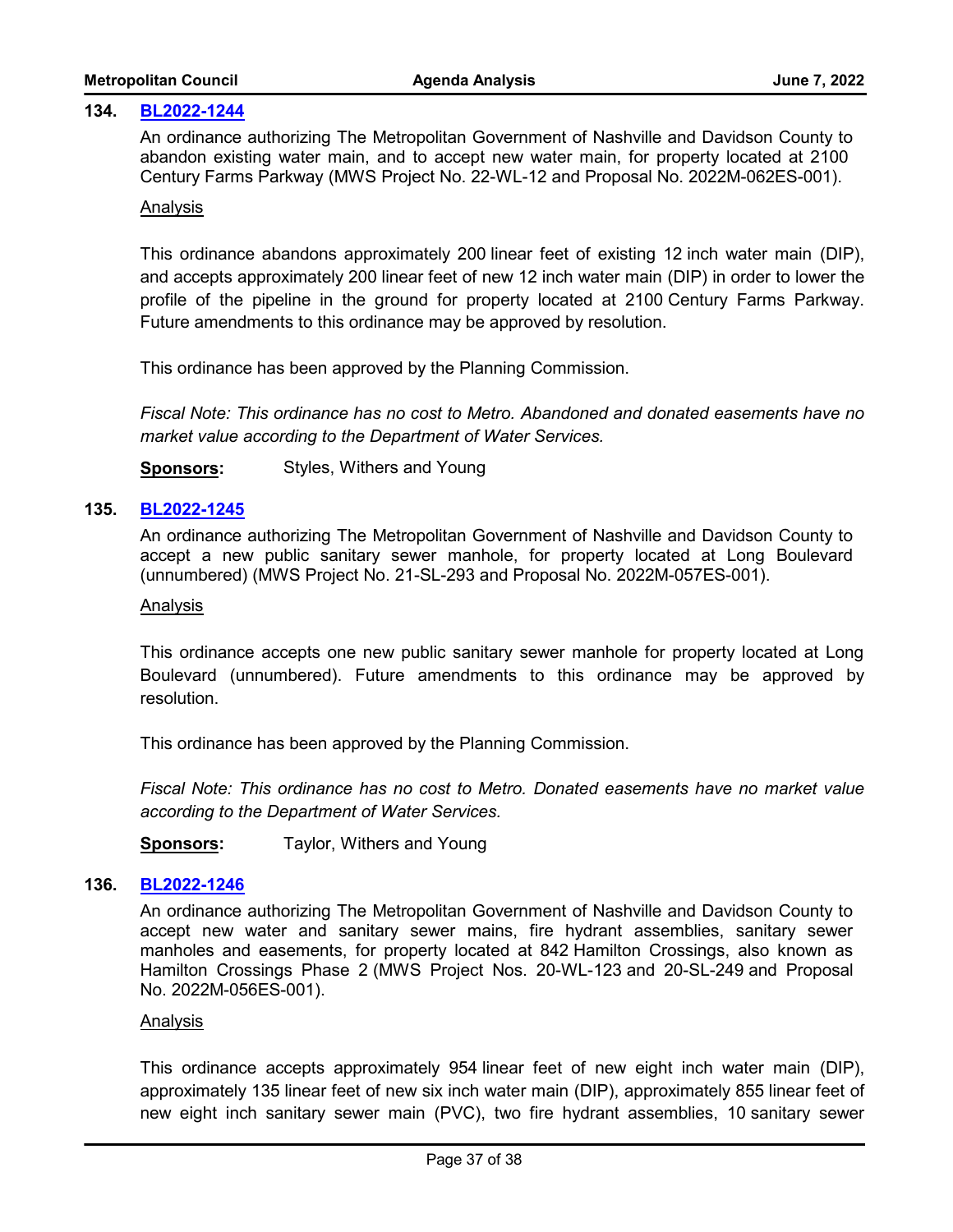**134. BL2022-1244**

An ordinance authorizing The Metropolitan Government of Nashville and Davidson County to abandon existing water main, and to accept new water main, for property located at 2100 Century Farms Parkway (MWS Project No. 22-WL-12 and Proposal No. 2022M-062ES-001).

Analysis

This ordinance abandons approximately 200 linear feet of existing 12 inch water main (DIP), and accepts approximately 200 linear feet of new 12 inch water main (DIP) in order to lower the profile of the pipeline in the ground for property located at 2100 Century Farms Parkway. Future amendments to this ordinance may be approved by resolution.

This ordinance has been approved by the Planning Commission.

*Fiscal Note: This ordinance has no cost to Metro. Abandoned and donated easements have no market value according to the Department of Water Services.*

**Sponsors:** Styles, Withers and Young

**135. BL2022-1245**

An ordinance authorizing The Metropolitan Government of Nashville and Davidson County to accept a new public sanitary sewer manhole, for property located at Long Boulevard (unnumbered) (MWS Project No. 21-SL-293 and Proposal No. 2022M-057ES-001).

Analysis

This ordinance accepts one new public sanitary sewer manhole for property located at Long Boulevard (unnumbered). Future amendments to this ordinance may be approved by resolution.

This ordinance has been approved by the Planning Commission.

*Fiscal Note: This ordinance has no cost to Metro. Donated easements have no market value according to the Department of Water Services.*

**Sponsors:** Taylor, Withers and Young

**136. BL2022-1246**

An ordinance authorizing The Metropolitan Government of Nashville and Davidson County to accept new water and sanitary sewer mains, fire hydrant assemblies, sanitary sewer manholes and easements, for property located at 842 Hamilton Crossings, also known as Hamilton Crossings Phase 2 (MWS Project Nos. 20-WL-123 and 20-SL-249 and Proposal No. 2022M-056ES-001).

Analysis

This ordinance accepts approximately 954 linear feet of new eight inch water main (DIP), approximately 135 linear feet of new six inch water main (DIP), approximately 855 linear feet of new eight inch sanitary sewer main (PVC), two fire hydrant assemblies, 10 sanitary sewer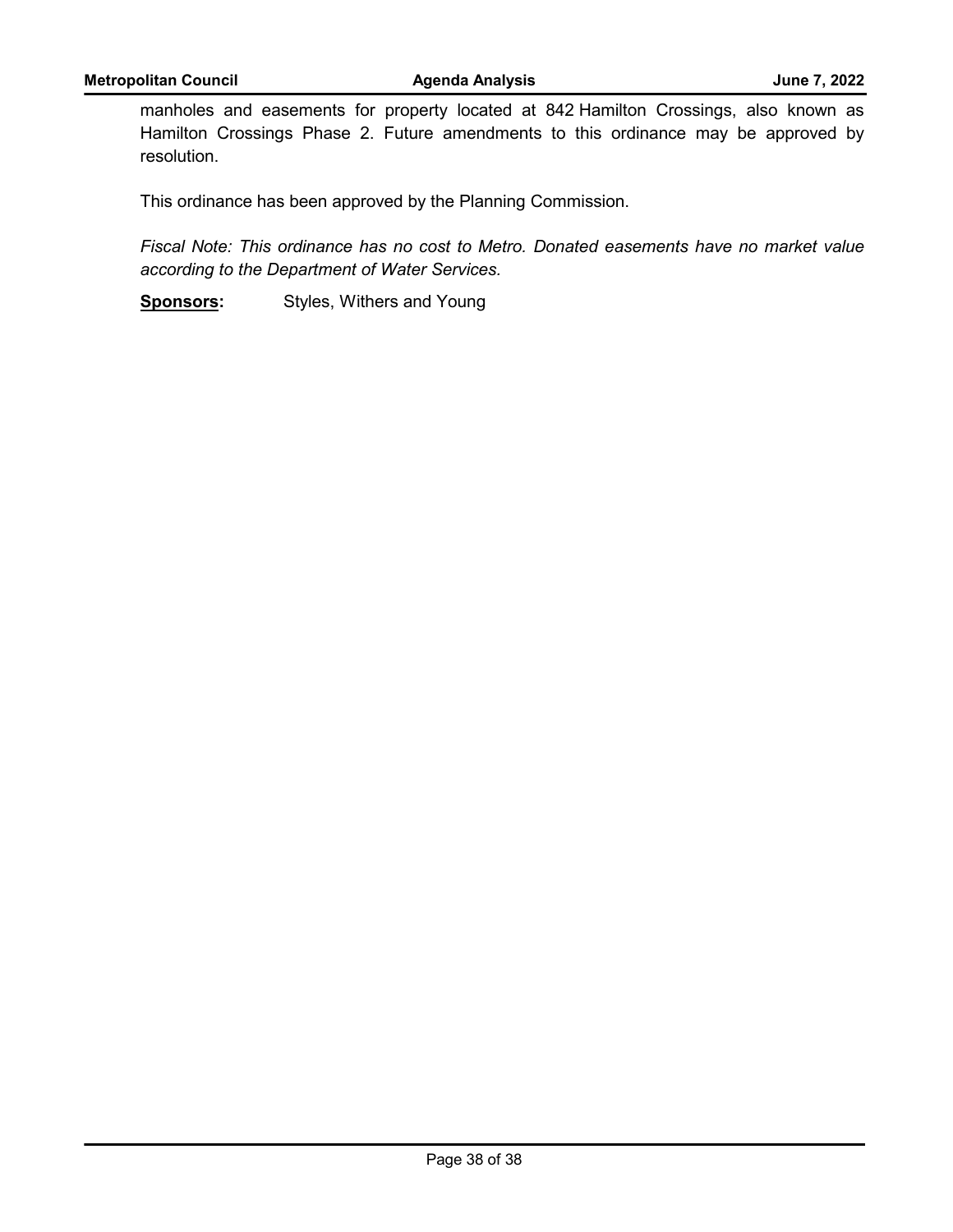manholes and easements for property located at 842 Hamilton Crossings, also known as Hamilton Crossings Phase 2. Future amendments to this ordinance may be approved by resolution.

This ordinance has been approved by the Planning Commission.

*Fiscal Note: This ordinance has no cost to Metro. Donated easements have no market value according to the Department of Water Services.*

**Sponsors:** Styles, Withers and Young